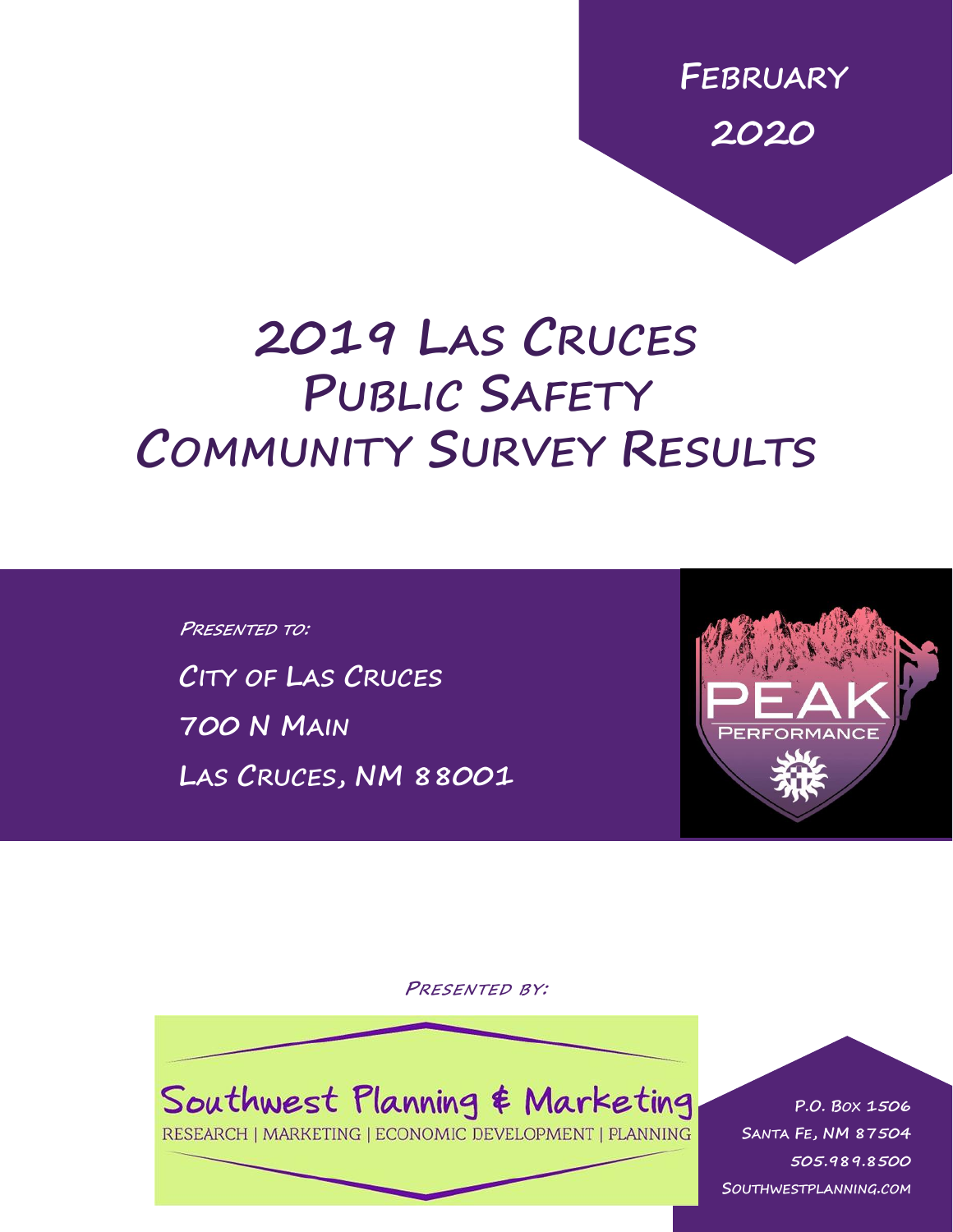February

2020

# 2019 Las Cruces Public Safety Community Survey Results

*Presented to:*

City of Las Cruces

700 N Main

Las Cruces, NM 88001

PEAK

PERFORMANCE

*Presented by:*

Southwest Planning & Marketing

RESEARCH | MARKETING | ECONOMIC DEVELOPMENT | PLANNING

P.O. Box 1506

Santa Fe, NM 87504

505.989.8500

Southwestplanning.com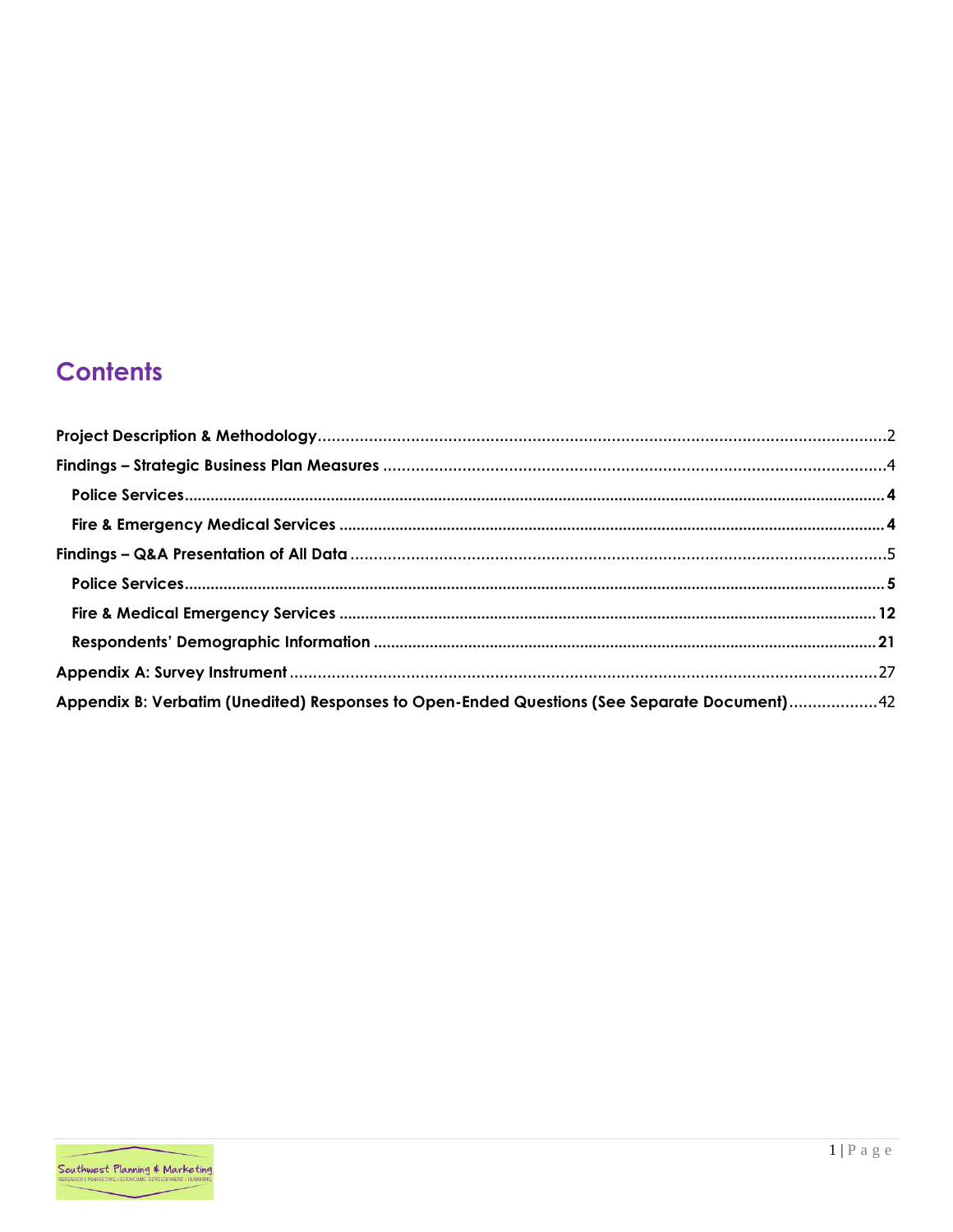# Contents

**Project Description & Methodology**......2

**Findings – Strategic Business Plan Measures**......4

- **Police Services**......**4**
- **Fire & Emergency Medical Services**......**4**

**Findings – Q&A Presentation of All Data**......5

- **Police Services**......**5**
- **Fire & Medical Emergency Services**......**12**
- **Respondents' Demographic Information**......**21**

**Appendix A: Survey Instrument**......27

**Appendix B: Verbatim (Unedited) Responses to Open-Ended Questions (See Separate Document)**......42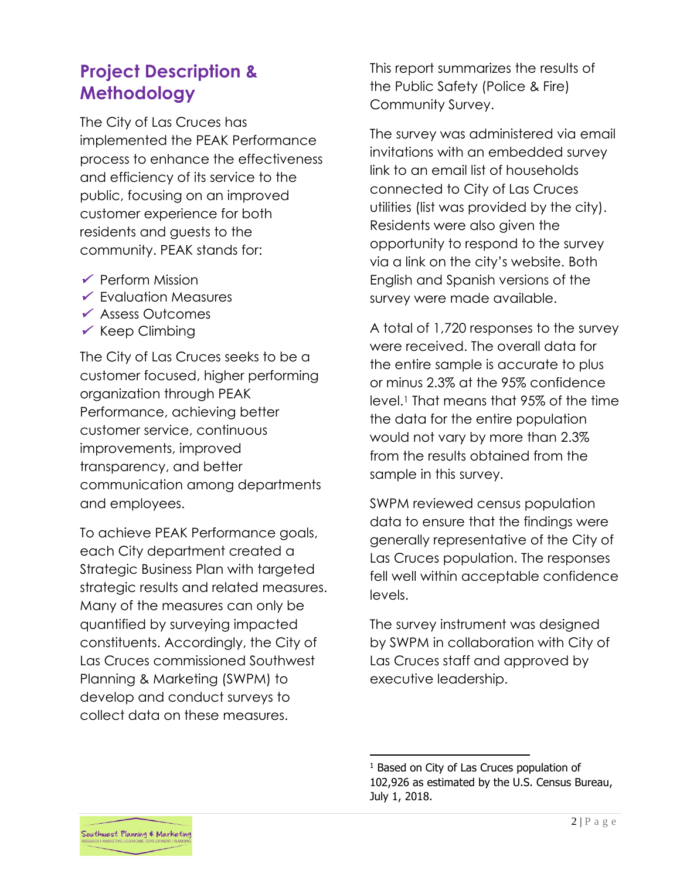## Project Description & Methodology

The City of Las Cruces has implemented the PEAK Performance process to enhance the effectiveness and efficiency of its service to the public, focusing on an improved customer experience for both residents and guests to the community. PEAK stands for:

- ✔ Perform Mission
- ✔ Evaluation Measures
- ✔ Assess Outcomes
- ✔ Keep Climbing

The City of Las Cruces seeks to be a customer focused, higher performing organization through PEAK Performance, achieving better customer service, continuous improvements, improved transparency, and better communication among departments and employees.

To achieve PEAK Performance goals, each City department created a Strategic Business Plan with targeted strategic results and related measures. Many of the measures can only be quantified by surveying impacted constituents. Accordingly, the City of Las Cruces commissioned Southwest Planning & Marketing (SWPM) to develop and conduct surveys to collect data on these measures.

This report summarizes the results of the Public Safety (Police & Fire) Community Survey.

The survey was administered via email invitations with an embedded survey link to an email list of households connected to City of Las Cruces utilities (list was provided by the city). Residents were also given the opportunity to respond to the survey via a link on the city's website. Both English and Spanish versions of the survey were made available.

A total of 1,720 responses to the survey were received. The overall data for the entire sample is accurate to plus or minus 2.3% at the 95% confidence level.[1] That means that 95% of the time the data for the entire population would not vary by more than 2.3% from the results obtained from the sample in this survey.

SWPM reviewed census population data to ensure that the findings were generally representative of the City of Las Cruces population. The responses fell well within acceptable confidence levels.

The survey instrument was designed by SWPM in collaboration with City of Las Cruces staff and approved by executive leadership.

[1] Based on City of Las Cruces population of 102,926 as estimated by the U.S. Census Bureau, July 1, 2018.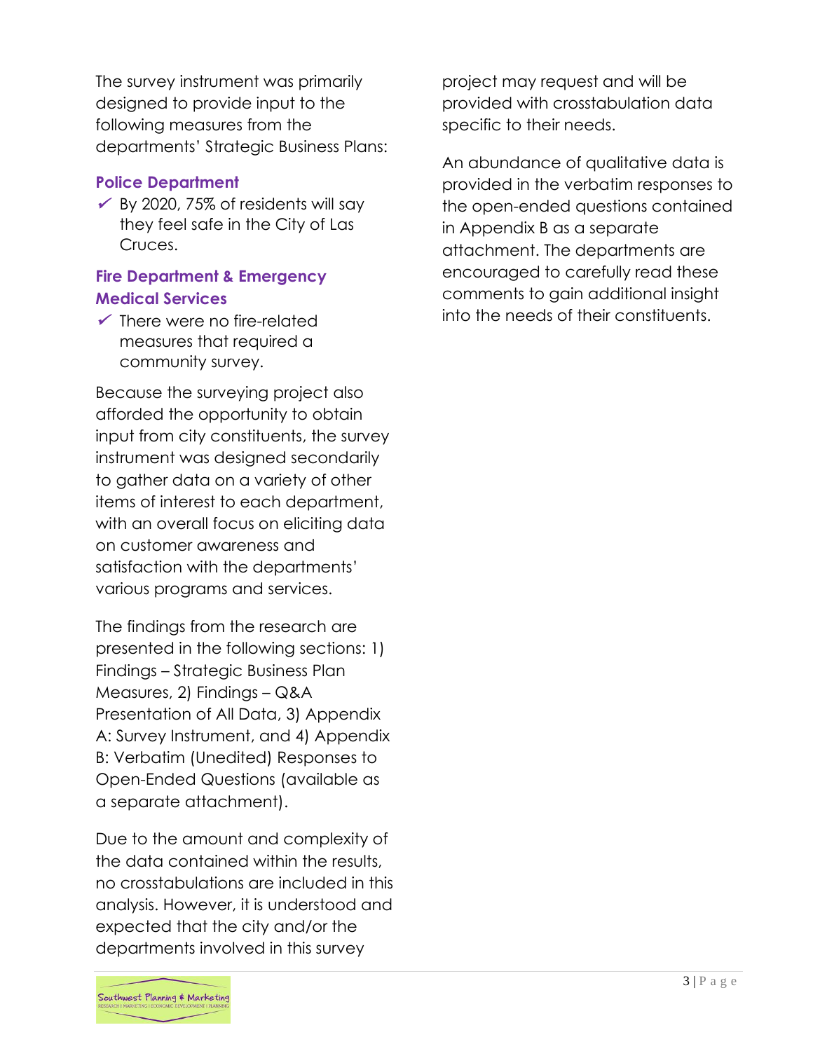The survey instrument was primarily designed to provide input to the following measures from the departments' Strategic Business Plans:

### Police Department

- ✓ By 2020, 75% of residents will say they feel safe in the City of Las Cruces.

### Fire Department & Emergency Medical Services

- ✓ There were no fire-related measures that required a community survey.

Because the surveying project also afforded the opportunity to obtain input from city constituents, the survey instrument was designed secondarily to gather data on a variety of other items of interest to each department, with an overall focus on eliciting data on customer awareness and satisfaction with the departments' various programs and services.

The findings from the research are presented in the following sections: 1) Findings – Strategic Business Plan Measures, 2) Findings – Q&A Presentation of All Data, 3) Appendix A: Survey Instrument, and 4) Appendix B: Verbatim (Unedited) Responses to Open-Ended Questions (available as a separate attachment).

Due to the amount and complexity of the data contained within the results, no crosstabulations are included in this analysis. However, it is understood and expected that the city and/or the departments involved in this survey project may request and will be provided with crosstabulation data specific to their needs.

An abundance of qualitative data is provided in the verbatim responses to the open-ended questions contained in Appendix B as a separate attachment. The departments are encouraged to carefully read these comments to gain additional insight into the needs of their constituents.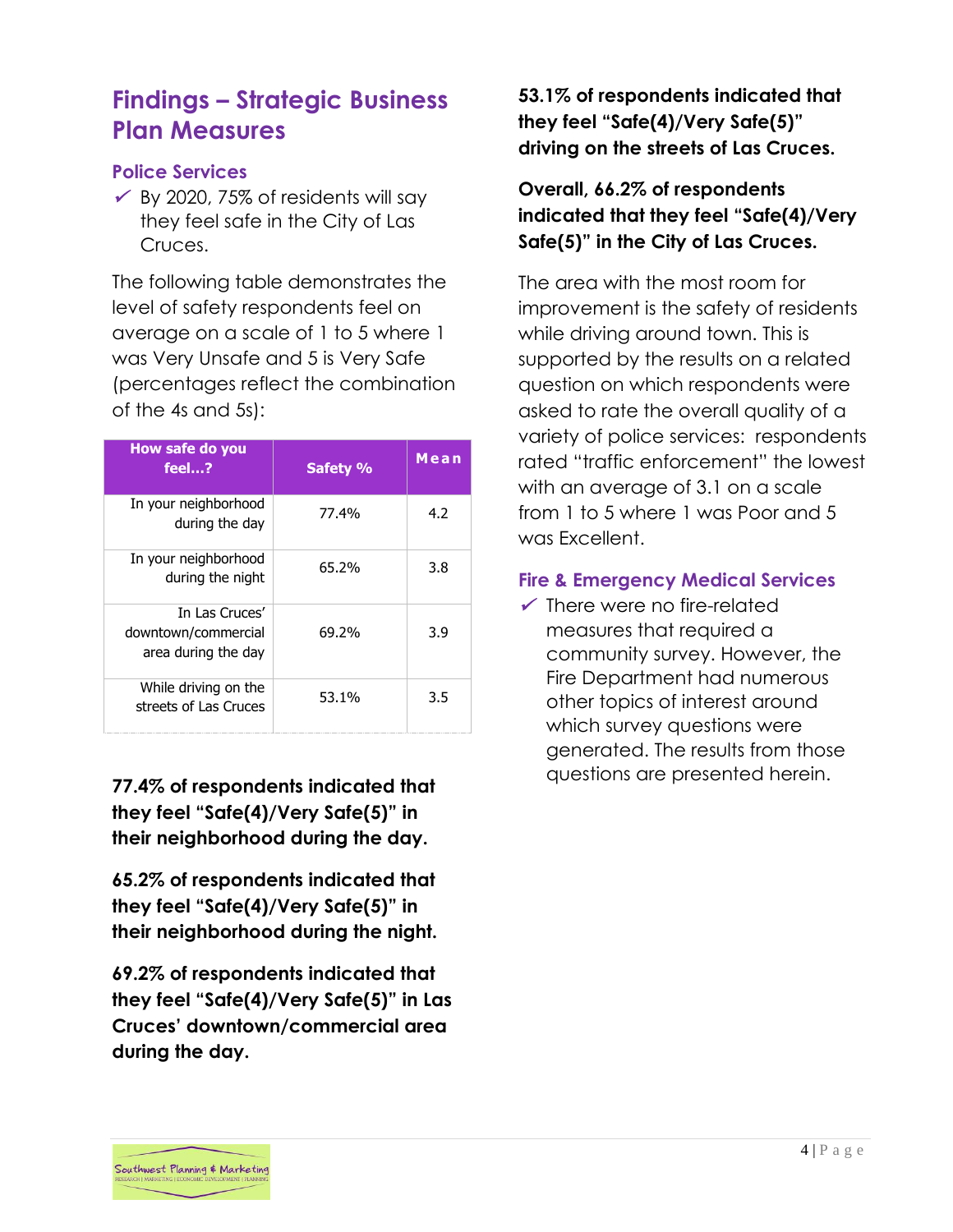## Findings – Strategic Business Plan Measures

### Police Services

- ✓ By 2020, 75% of residents will say they feel safe in the City of Las Cruces.

The following table demonstrates the level of safety respondents feel on average on a scale of 1 to 5 where 1 was Very Unsafe and 5 is Very Safe (percentages reflect the combination of the 4s and 5s):

| How safe do you feel…? | Safety % | Mean |
|---|---|---|
| In your neighborhood during the day | 77.4% | 4.2 |
| In your neighborhood during the night | 65.2% | 3.8 |
| In Las Cruces' downtown/commercial area during the day | 69.2% | 3.9 |
| While driving on the streets of Las Cruces | 53.1% | 3.5 |

**77.4% of respondents indicated that they feel "Safe(4)/Very Safe(5)" in their neighborhood during the day.**

**65.2% of respondents indicated that they feel "Safe(4)/Very Safe(5)" in their neighborhood during the night.**

**69.2% of respondents indicated that they feel "Safe(4)/Very Safe(5)" in Las Cruces' downtown/commercial area during the day.**

**53.1% of respondents indicated that they feel "Safe(4)/Very Safe(5)" driving on the streets of Las Cruces.**

**Overall, 66.2% of respondents indicated that they feel "Safe(4)/Very Safe(5)" in the City of Las Cruces.**

The area with the most room for improvement is the safety of residents while driving around town. This is supported by the results on a related question on which respondents were asked to rate the overall quality of a variety of police services: respondents rated "traffic enforcement" the lowest with an average of 3.1 on a scale from 1 to 5 where 1 was Poor and 5 was Excellent.

### Fire & Emergency Medical Services

- ✓ There were no fire-related measures that required a community survey. However, the Fire Department had numerous other topics of interest around which survey questions were generated. The results from those questions are presented herein.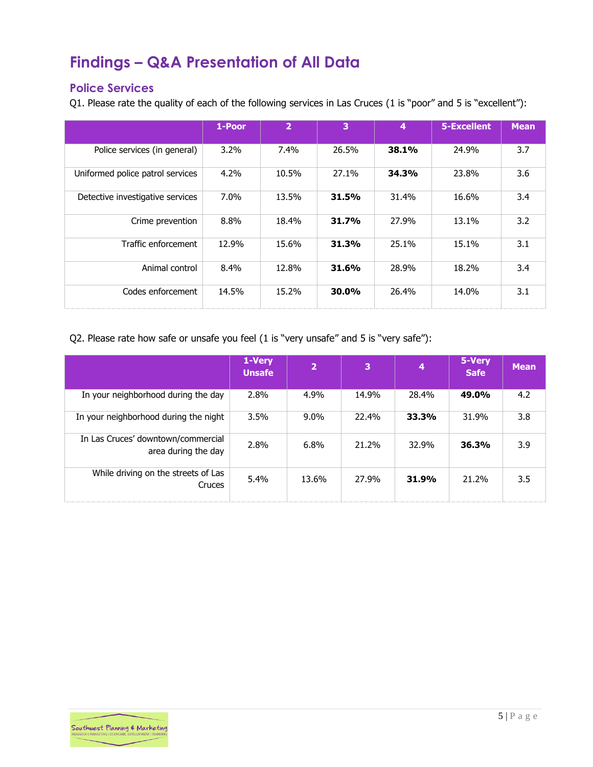# Findings – Q&A Presentation of All Data

## Police Services

Q1. Please rate the quality of each of the following services in Las Cruces (1 is "poor" and 5 is "excellent"):

| | 1-Poor | 2 | 3 | 4 | 5-Excellent | Mean |
|---|---|---|---|---|---|---|
| Police services (in general) | 3.2% | 7.4% | 26.5% | **38.1%** | 24.9% | 3.7 |
| Uniformed police patrol services | 4.2% | 10.5% | 27.1% | **34.3%** | 23.8% | 3.6 |
| Detective investigative services | 7.0% | 13.5% | **31.5%** | 31.4% | 16.6% | 3.4 |
| Crime prevention | 8.8% | 18.4% | **31.7%** | 27.9% | 13.1% | 3.2 |
| Traffic enforcement | 12.9% | 15.6% | **31.3%** | 25.1% | 15.1% | 3.1 |
| Animal control | 8.4% | 12.8% | **31.6%** | 28.9% | 18.2% | 3.4 |
| Codes enforcement | 14.5% | 15.2% | **30.0%** | 26.4% | 14.0% | 3.1 |

Q2. Please rate how safe or unsafe you feel (1 is "very unsafe" and 5 is "very safe"):

| | 1-Very Unsafe | 2 | 3 | 4 | 5-Very Safe | Mean |
|---|---|---|---|---|---|---|
| In your neighborhood during the day | 2.8% | 4.9% | 14.9% | 28.4% | **49.0%** | 4.2 |
| In your neighborhood during the night | 3.5% | 9.0% | 22.4% | **33.3%** | 31.9% | 3.8 |
| In Las Cruces' downtown/commercial area during the day | 2.8% | 6.8% | 21.2% | 32.9% | **36.3%** | 3.9 |
| While driving on the streets of Las Cruces | 5.4% | 13.6% | 27.9% | **31.9%** | 21.2% | 3.5 |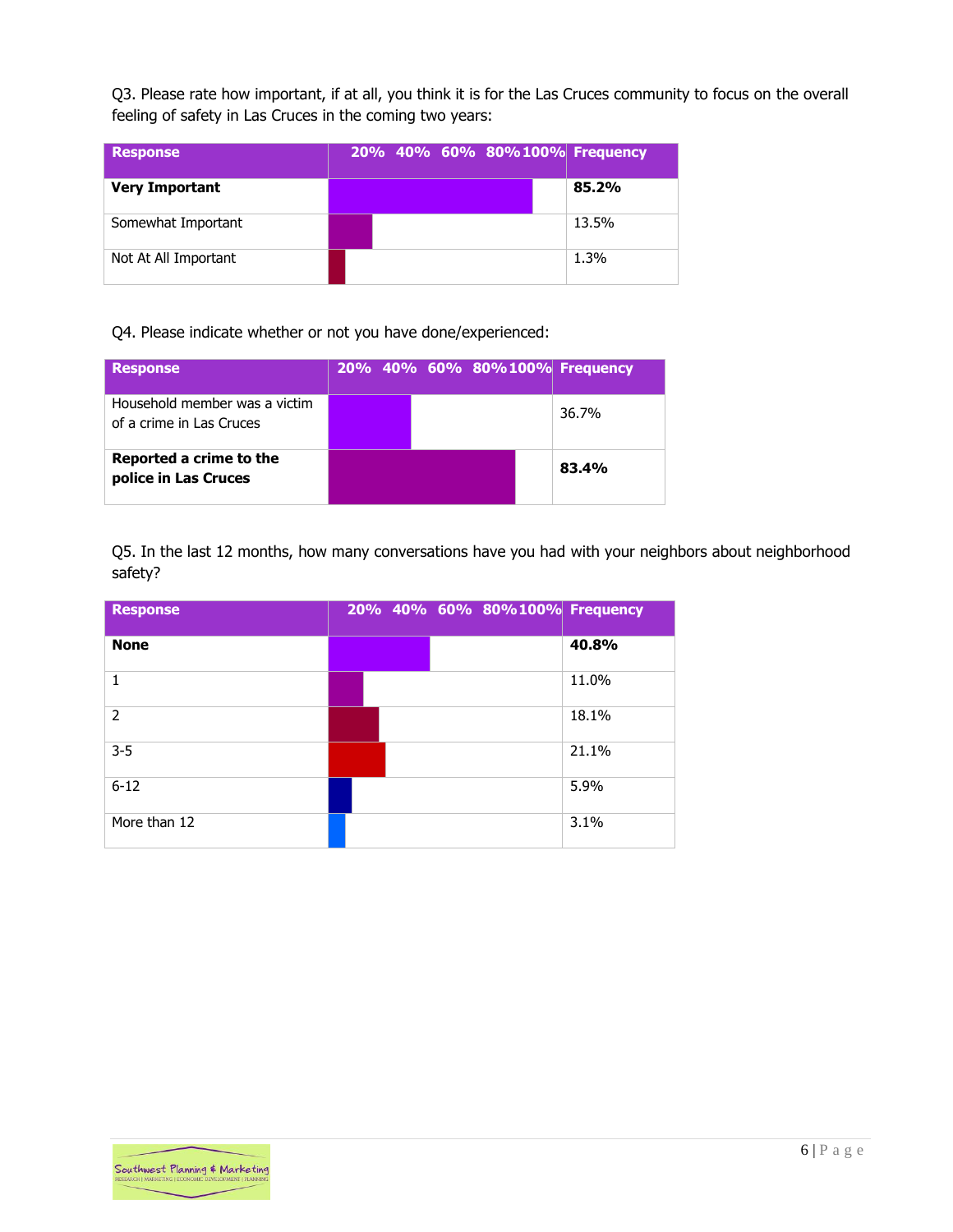Q3. Please rate how important, if at all, you think it is for the Las Cruces community to focus on the overall feeling of safety in Las Cruces in the coming two years:

| Response | 20% 40% 60% 80% 100% | Frequency |
|---|---|---|
| **Very Important** | | **85.2%** |
| Somewhat Important | | 13.5% |
| Not At All Important | | 1.3% |

Q4. Please indicate whether or not you have done/experienced:

| Response | 20% 40% 60% 80% 100% | Frequency |
|---|---|---|
| Household member was a victim of a crime in Las Cruces | | 36.7% |
| **Reported a crime to the police in Las Cruces** | | **83.4%** |

Q5. In the last 12 months, how many conversations have you had with your neighbors about neighborhood safety?

| Response | 20% 40% 60% 80% 100% | Frequency |
|---|---|---|
| **None** | | **40.8%** |
| 1 | | 11.0% |
| 2 | | 18.1% |
| 3-5 | | 21.1% |
| 6-12 | | 5.9% |
| More than 12 | | 3.1% |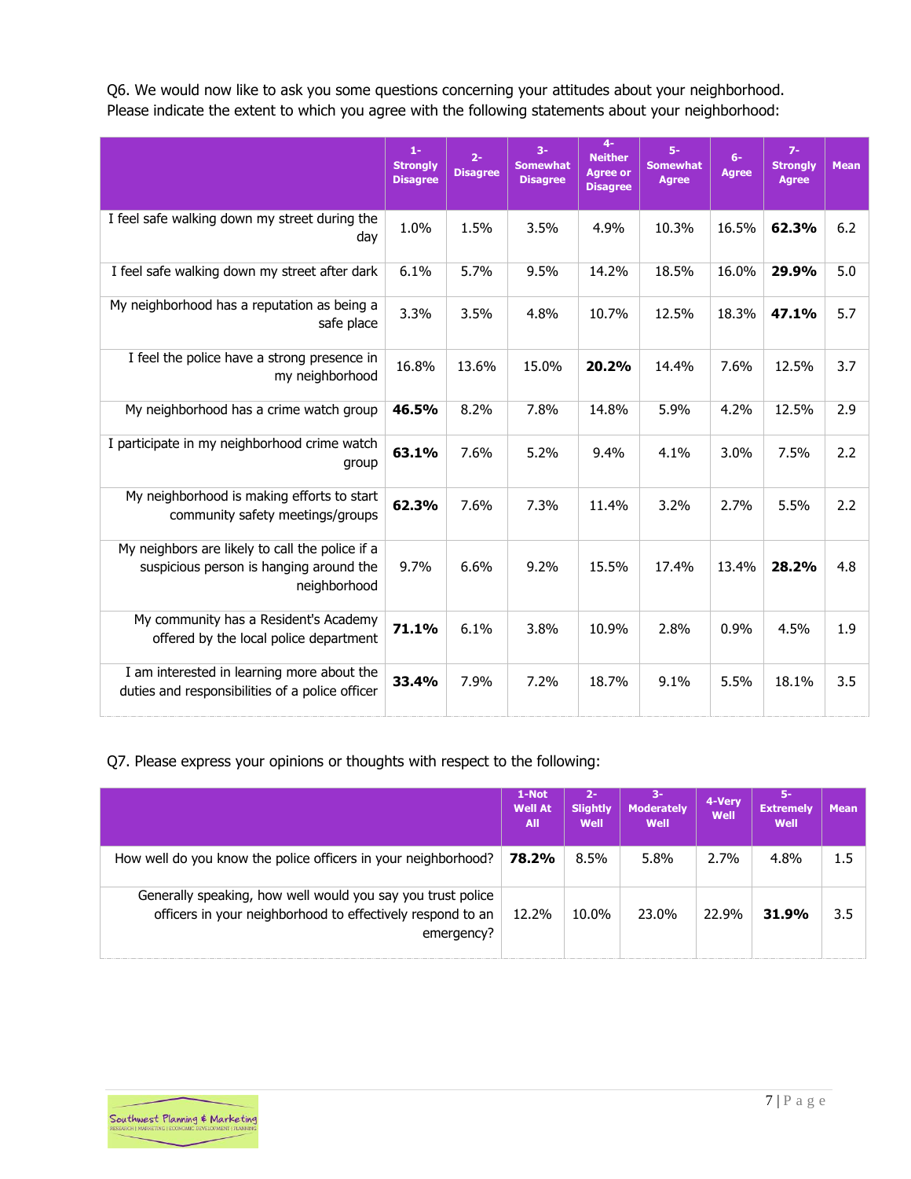Q6. We would now like to ask you some questions concerning your attitudes about your neighborhood. Please indicate the extent to which you agree with the following statements about your neighborhood:

| | 1-Strongly Disagree | 2-Disagree | 3-Somewhat Disagree | 4-Neither Agree or Disagree | 5-Somewhat Agree | 6-Agree | 7-Strongly Agree | Mean |
|---|---|---|---|---|---|---|---|---|
| I feel safe walking down my street during the day | 1.0% | 1.5% | 3.5% | 4.9% | 10.3% | 16.5% | **62.3%** | 6.2 |
| I feel safe walking down my street after dark | 6.1% | 5.7% | 9.5% | 14.2% | 18.5% | 16.0% | **29.9%** | 5.0 |
| My neighborhood has a reputation as being a safe place | 3.3% | 3.5% | 4.8% | 10.7% | 12.5% | 18.3% | **47.1%** | 5.7 |
| I feel the police have a strong presence in my neighborhood | 16.8% | 13.6% | 15.0% | **20.2%** | 14.4% | 7.6% | 12.5% | 3.7 |
| My neighborhood has a crime watch group | **46.5%** | 8.2% | 7.8% | 14.8% | 5.9% | 4.2% | 12.5% | 2.9 |
| I participate in my neighborhood crime watch group | **63.1%** | 7.6% | 5.2% | 9.4% | 4.1% | 3.0% | 7.5% | 2.2 |
| My neighborhood is making efforts to start community safety meetings/groups | **62.3%** | 7.6% | 7.3% | 11.4% | 3.2% | 2.7% | 5.5% | 2.2 |
| My neighbors are likely to call the police if a suspicious person is hanging around the neighborhood | 9.7% | 6.6% | 9.2% | 15.5% | 17.4% | 13.4% | **28.2%** | 4.8 |
| My community has a Resident's Academy offered by the local police department | **71.1%** | 6.1% | 3.8% | 10.9% | 2.8% | 0.9% | 4.5% | 1.9 |
| I am interested in learning more about the duties and responsibilities of a police officer | **33.4%** | 7.9% | 7.2% | 18.7% | 9.1% | 5.5% | 18.1% | 3.5 |

Q7. Please express your opinions or thoughts with respect to the following:

| | 1-Not Well At All | 2-Slightly Well | 3-Moderately Well | 4-Very Well | 5-Extremely Well | Mean |
|---|---|---|---|---|---|---|
| How well do you know the police officers in your neighborhood? | **78.2%** | 8.5% | 5.8% | 2.7% | 4.8% | 1.5 |
| Generally speaking, how well would you say you trust police officers in your neighborhood to effectively respond to an emergency? | 12.2% | 10.0% | 23.0% | 22.9% | **31.9%** | 3.5 |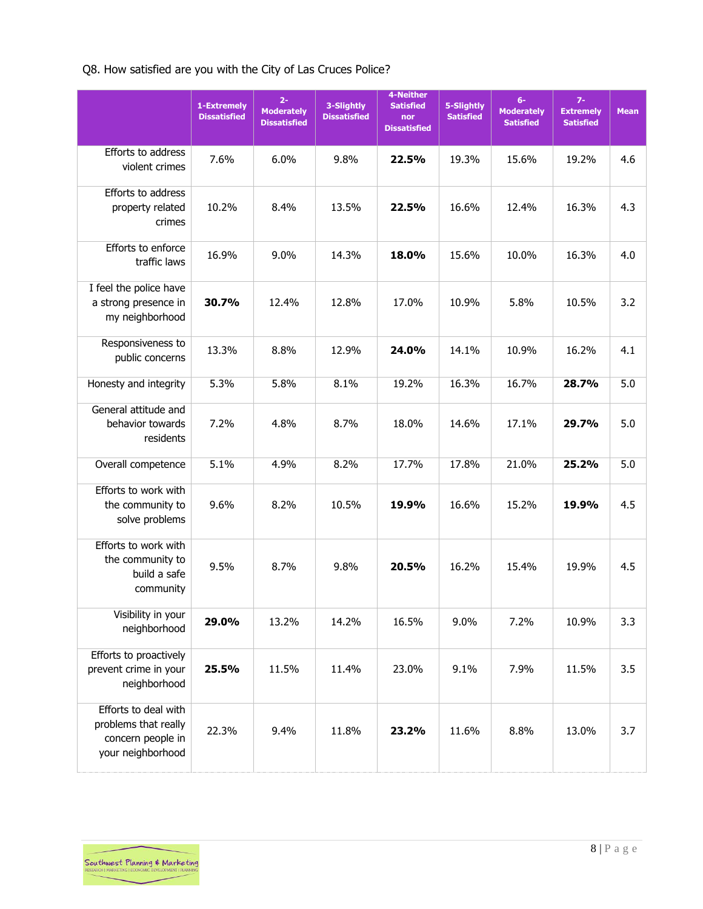Q8. How satisfied are you with the City of Las Cruces Police?

| | 1-Extremely Dissatisfied | 2-Moderately Dissatisfied | 3-Slightly Dissatisfied | 4-Neither Satisfied nor Dissatisfied | 5-Slightly Satisfied | 6-Moderately Satisfied | 7-Extremely Satisfied | Mean |
|---|---|---|---|---|---|---|---|---|
| Efforts to address violent crimes | 7.6% | 6.0% | 9.8% | **22.5%** | 19.3% | 15.6% | 19.2% | 4.6 |
| Efforts to address property related crimes | 10.2% | 8.4% | 13.5% | **22.5%** | 16.6% | 12.4% | 16.3% | 4.3 |
| Efforts to enforce traffic laws | 16.9% | 9.0% | 14.3% | **18.0%** | 15.6% | 10.0% | 16.3% | 4.0 |
| I feel the police have a strong presence in my neighborhood | **30.7%** | 12.4% | 12.8% | 17.0% | 10.9% | 5.8% | 10.5% | 3.2 |
| Responsiveness to public concerns | 13.3% | 8.8% | 12.9% | **24.0%** | 14.1% | 10.9% | 16.2% | 4.1 |
| Honesty and integrity | 5.3% | 5.8% | 8.1% | 19.2% | 16.3% | 16.7% | **28.7%** | 5.0 |
| General attitude and behavior towards residents | 7.2% | 4.8% | 8.7% | 18.0% | 14.6% | 17.1% | **29.7%** | 5.0 |
| Overall competence | 5.1% | 4.9% | 8.2% | 17.7% | 17.8% | 21.0% | **25.2%** | 5.0 |
| Efforts to work with the community to solve problems | 9.6% | 8.2% | 10.5% | **19.9%** | 16.6% | 15.2% | **19.9%** | 4.5 |
| Efforts to work with the community to build a safe community | 9.5% | 8.7% | 9.8% | **20.5%** | 16.2% | 15.4% | 19.9% | 4.5 |
| Visibility in your neighborhood | **29.0%** | 13.2% | 14.2% | 16.5% | 9.0% | 7.2% | 10.9% | 3.3 |
| Efforts to proactively prevent crime in your neighborhood | **25.5%** | 11.5% | 11.4% | 23.0% | 9.1% | 7.9% | 11.5% | 3.5 |
| Efforts to deal with problems that really concern people in your neighborhood | 22.3% | 9.4% | 11.8% | **23.2%** | 11.6% | 8.8% | 13.0% | 3.7 |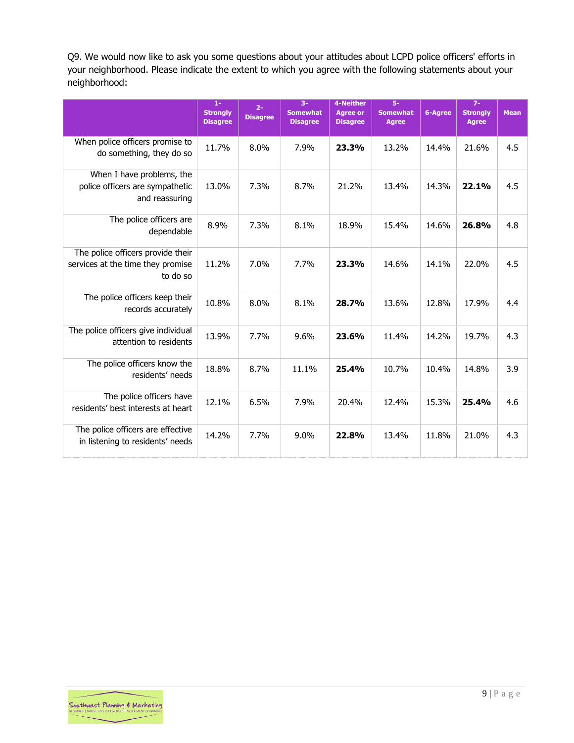Q9. We would now like to ask you some questions about your attitudes about LCPD police officers' efforts in your neighborhood. Please indicate the extent to which you agree with the following statements about your neighborhood:

| | 1-Strongly Disagree | 2-Disagree | 3-Somewhat Disagree | 4-Neither Agree or Disagree | 5-Somewhat Agree | 6-Agree | 7-Strongly Agree | Mean |
|---|---|---|---|---|---|---|---|---|
| When police officers promise to do something, they do so | 11.7% | 8.0% | 7.9% | **23.3%** | 13.2% | 14.4% | 21.6% | 4.5 |
| When I have problems, the police officers are sympathetic and reassuring | 13.0% | 7.3% | 8.7% | 21.2% | 13.4% | 14.3% | **22.1%** | 4.5 |
| The police officers are dependable | 8.9% | 7.3% | 8.1% | 18.9% | 15.4% | 14.6% | **26.8%** | 4.8 |
| The police officers provide their services at the time they promise to do so | 11.2% | 7.0% | 7.7% | **23.3%** | 14.6% | 14.1% | 22.0% | 4.5 |
| The police officers keep their records accurately | 10.8% | 8.0% | 8.1% | **28.7%** | 13.6% | 12.8% | 17.9% | 4.4 |
| The police officers give individual attention to residents | 13.9% | 7.7% | 9.6% | **23.6%** | 11.4% | 14.2% | 19.7% | 4.3 |
| The police officers know the residents' needs | 18.8% | 8.7% | 11.1% | **25.4%** | 10.7% | 10.4% | 14.8% | 3.9 |
| The police officers have residents' best interests at heart | 12.1% | 6.5% | 7.9% | 20.4% | 12.4% | 15.3% | **25.4%** | 4.6 |
| The police officers are effective in listening to residents' needs | 14.2% | 7.7% | 9.0% | **22.8%** | 13.4% | 11.8% | 21.0% | 4.3 |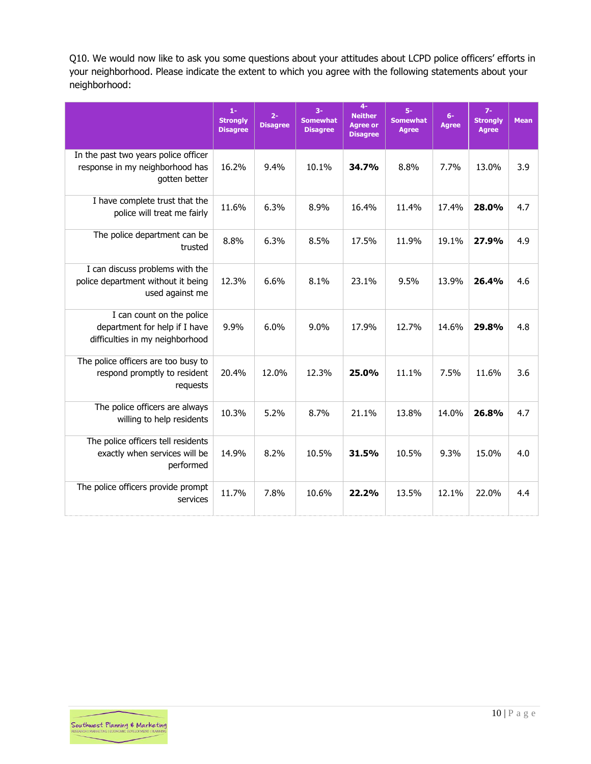Q10. We would now like to ask you some questions about your attitudes about LCPD police officers' efforts in your neighborhood. Please indicate the extent to which you agree with the following statements about your neighborhood:

| | 1- Strongly Disagree | 2- Disagree | 3- Somewhat Disagree | 4- Neither Agree or Disagree | 5- Somewhat Agree | 6- Agree | 7- Strongly Agree | Mean |
|---|---|---|---|---|---|---|---|---|
| In the past two years police officer response in my neighborhood has gotten better | 16.2% | 9.4% | 10.1% | **34.7%** | 8.8% | 7.7% | 13.0% | 3.9 |
| I have complete trust that the police will treat me fairly | 11.6% | 6.3% | 8.9% | 16.4% | 11.4% | 17.4% | **28.0%** | 4.7 |
| The police department can be trusted | 8.8% | 6.3% | 8.5% | 17.5% | 11.9% | 19.1% | **27.9%** | 4.9 |
| I can discuss problems with the police department without it being used against me | 12.3% | 6.6% | 8.1% | 23.1% | 9.5% | 13.9% | **26.4%** | 4.6 |
| I can count on the police department for help if I have difficulties in my neighborhood | 9.9% | 6.0% | 9.0% | 17.9% | 12.7% | 14.6% | **29.8%** | 4.8 |
| The police officers are too busy to respond promptly to resident requests | 20.4% | 12.0% | 12.3% | **25.0%** | 11.1% | 7.5% | 11.6% | 3.6 |
| The police officers are always willing to help residents | 10.3% | 5.2% | 8.7% | 21.1% | 13.8% | 14.0% | **26.8%** | 4.7 |
| The police officers tell residents exactly when services will be performed | 14.9% | 8.2% | 10.5% | **31.5%** | 10.5% | 9.3% | 15.0% | 4.0 |
| The police officers provide prompt services | 11.7% | 7.8% | 10.6% | **22.2%** | 13.5% | 12.1% | 22.0% | 4.4 |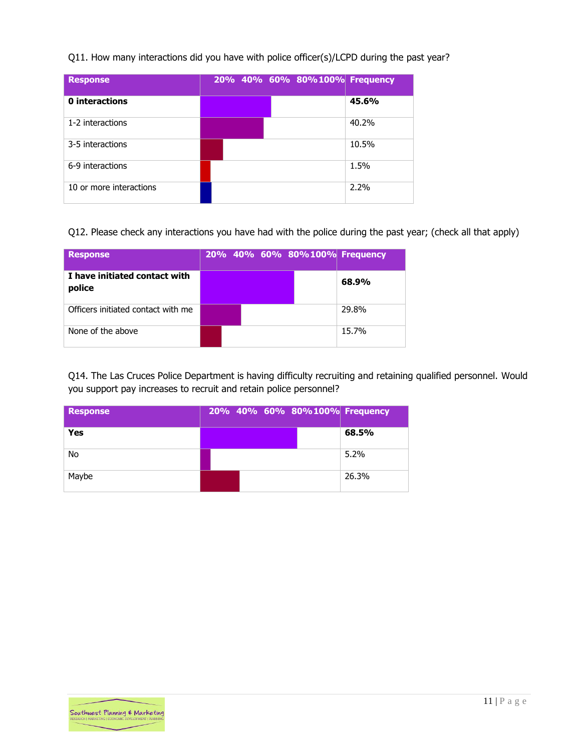Q11. How many interactions did you have with police officer(s)/LCPD during the past year?

| Response | 20% 40% 60% 80% 100% | Frequency |
|---|---|---|
| **0 interactions** | | **45.6%** |
| 1-2 interactions | | 40.2% |
| 3-5 interactions | | 10.5% |
| 6-9 interactions | | 1.5% |
| 10 or more interactions | | 2.2% |

Q12. Please check any interactions you have had with the police during the past year; (check all that apply)

| Response | 20% 40% 60% 80% 100% | Frequency |
|---|---|---|
| **I have initiated contact with police** | | **68.9%** |
| Officers initiated contact with me | | 29.8% |
| None of the above | | 15.7% |

Q14. The Las Cruces Police Department is having difficulty recruiting and retaining qualified personnel. Would you support pay increases to recruit and retain police personnel?

| Response | 20% 40% 60% 80% 100% | Frequency |
|---|---|---|
| **Yes** | | **68.5%** |
| No | | 5.2% |
| Maybe | | 26.3% |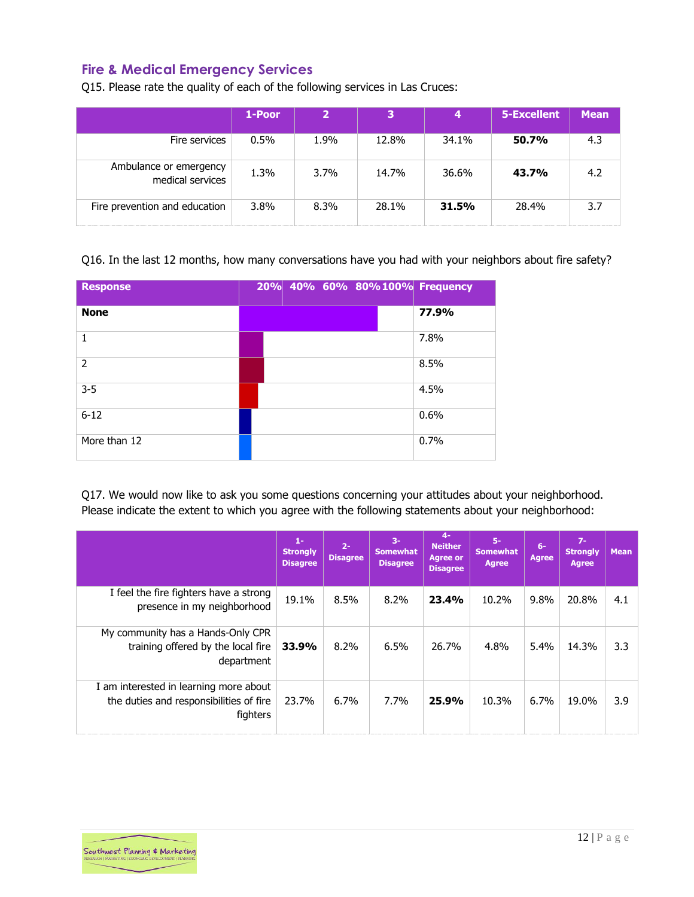## Fire & Medical Emergency Services

Q15. Please rate the quality of each of the following services in Las Cruces:

| | 1-Poor | 2 | 3 | 4 | 5-Excellent | Mean |
|---|---|---|---|---|---|---|
| Fire services | 0.5% | 1.9% | 12.8% | 34.1% | **50.7%** | 4.3 |
| Ambulance or emergency medical services | 1.3% | 3.7% | 14.7% | 36.6% | **43.7%** | 4.2 |
| Fire prevention and education | 3.8% | 8.3% | 28.1% | **31.5%** | 28.4% | 3.7 |

Q16. In the last 12 months, how many conversations have you had with your neighbors about fire safety?

| Response | Frequency |
|---|---|
| **None** | **77.9%** |
| 1 | 7.8% |
| 2 | 8.5% |
| 3-5 | 4.5% |
| 6-12 | 0.6% |
| More than 12 | 0.7% |

Q17. We would now like to ask you some questions concerning your attitudes about your neighborhood. Please indicate the extent to which you agree with the following statements about your neighborhood:

| | 1-Strongly Disagree | 2-Disagree | 3-Somewhat Disagree | 4-Neither Agree or Disagree | 5-Somewhat Agree | 6-Agree | 7-Strongly Agree | Mean |
|---|---|---|---|---|---|---|---|---|
| I feel the fire fighters have a strong presence in my neighborhood | 19.1% | 8.5% | 8.2% | **23.4%** | 10.2% | 9.8% | 20.8% | 4.1 |
| My community has a Hands-Only CPR training offered by the local fire department | **33.9%** | 8.2% | 6.5% | 26.7% | 4.8% | 5.4% | 14.3% | 3.3 |
| I am interested in learning more about the duties and responsibilities of fire fighters | 23.7% | 6.7% | 7.7% | **25.9%** | 10.3% | 6.7% | 19.0% | 3.9 |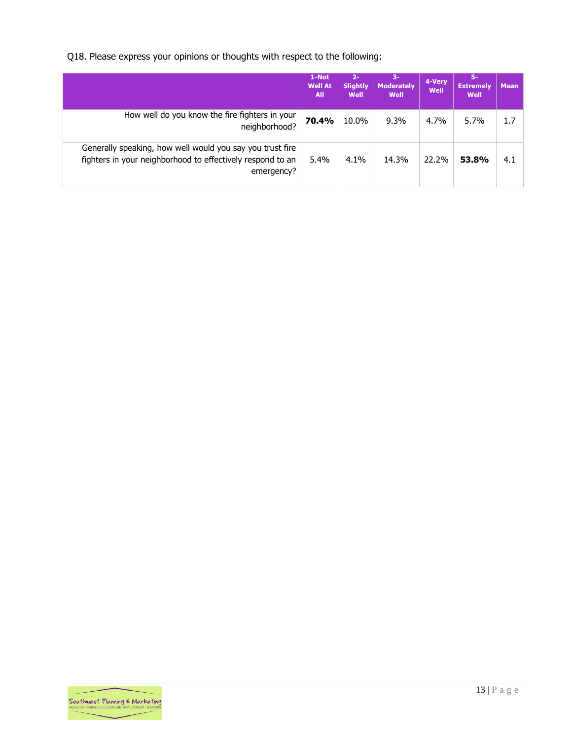Q18. Please express your opinions or thoughts with respect to the following:

| | 1-Not Well At All | 2-Slightly Well | 3-Moderately Well | 4-Very Well | 5-Extremely Well | Mean |
|---|---|---|---|---|---|---|
| How well do you know the fire fighters in your neighborhood? | **70.4%** | 10.0% | 9.3% | 4.7% | 5.7% | 1.7 |
| Generally speaking, how well would you say you trust fire fighters in your neighborhood to effectively respond to an emergency? | 5.4% | 4.1% | 14.3% | 22.2% | **53.8%** | 4.1 |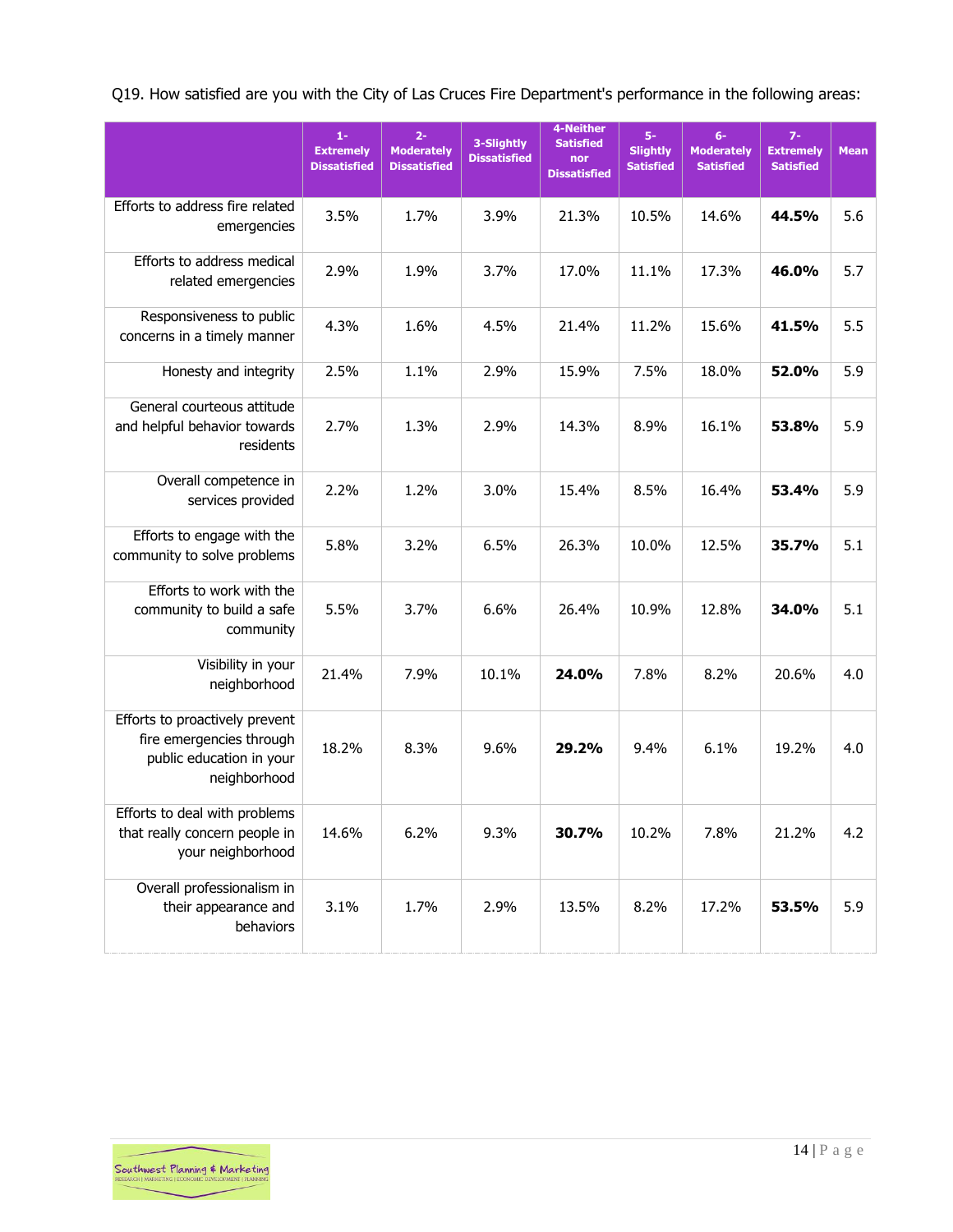Q19. How satisfied are you with the City of Las Cruces Fire Department's performance in the following areas:

| | 1-Extremely Dissatisfied | 2-Moderately Dissatisfied | 3-Slightly Dissatisfied | 4-Neither Satisfied nor Dissatisfied | 5-Slightly Satisfied | 6-Moderately Satisfied | 7-Extremely Satisfied | Mean |
|---|---|---|---|---|---|---|---|---|
| Efforts to address fire related emergencies | 3.5% | 1.7% | 3.9% | 21.3% | 10.5% | 14.6% | **44.5%** | 5.6 |
| Efforts to address medical related emergencies | 2.9% | 1.9% | 3.7% | 17.0% | 11.1% | 17.3% | **46.0%** | 5.7 |
| Responsiveness to public concerns in a timely manner | 4.3% | 1.6% | 4.5% | 21.4% | 11.2% | 15.6% | **41.5%** | 5.5 |
| Honesty and integrity | 2.5% | 1.1% | 2.9% | 15.9% | 7.5% | 18.0% | **52.0%** | 5.9 |
| General courteous attitude and helpful behavior towards residents | 2.7% | 1.3% | 2.9% | 14.3% | 8.9% | 16.1% | **53.8%** | 5.9 |
| Overall competence in services provided | 2.2% | 1.2% | 3.0% | 15.4% | 8.5% | 16.4% | **53.4%** | 5.9 |
| Efforts to engage with the community to solve problems | 5.8% | 3.2% | 6.5% | 26.3% | 10.0% | 12.5% | **35.7%** | 5.1 |
| Efforts to work with the community to build a safe community | 5.5% | 3.7% | 6.6% | 26.4% | 10.9% | 12.8% | **34.0%** | 5.1 |
| Visibility in your neighborhood | 21.4% | 7.9% | 10.1% | **24.0%** | 7.8% | 8.2% | 20.6% | 4.0 |
| Efforts to proactively prevent fire emergencies through public education in your neighborhood | 18.2% | 8.3% | 9.6% | **29.2%** | 9.4% | 6.1% | 19.2% | 4.0 |
| Efforts to deal with problems that really concern people in your neighborhood | 14.6% | 6.2% | 9.3% | **30.7%** | 10.2% | 7.8% | 21.2% | 4.2 |
| Overall professionalism in their appearance and behaviors | 3.1% | 1.7% | 2.9% | 13.5% | 8.2% | 17.2% | **53.5%** | 5.9 |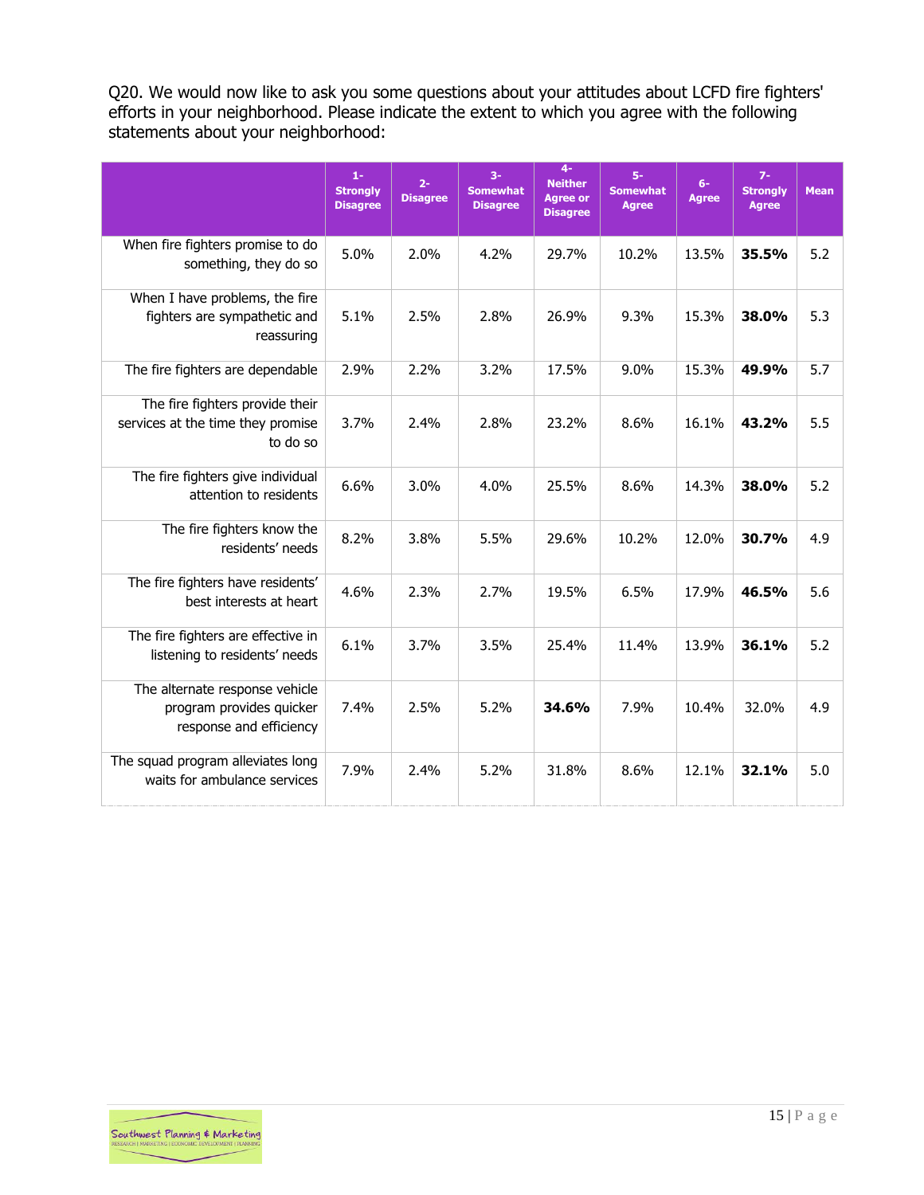Q20. We would now like to ask you some questions about your attitudes about LCFD fire fighters' efforts in your neighborhood. Please indicate the extent to which you agree with the following statements about your neighborhood:

| | 1- Strongly Disagree | 2- Disagree | 3- Somewhat Disagree | 4- Neither Agree or Disagree | 5- Somewhat Agree | 6- Agree | 7- Strongly Agree | Mean |
|---|---|---|---|---|---|---|---|---|
| When fire fighters promise to do something, they do so | 5.0% | 2.0% | 4.2% | 29.7% | 10.2% | 13.5% | **35.5%** | 5.2 |
| When I have problems, the fire fighters are sympathetic and reassuring | 5.1% | 2.5% | 2.8% | 26.9% | 9.3% | 15.3% | **38.0%** | 5.3 |
| The fire fighters are dependable | 2.9% | 2.2% | 3.2% | 17.5% | 9.0% | 15.3% | **49.9%** | 5.7 |
| The fire fighters provide their services at the time they promise to do so | 3.7% | 2.4% | 2.8% | 23.2% | 8.6% | 16.1% | **43.2%** | 5.5 |
| The fire fighters give individual attention to residents | 6.6% | 3.0% | 4.0% | 25.5% | 8.6% | 14.3% | **38.0%** | 5.2 |
| The fire fighters know the residents' needs | 8.2% | 3.8% | 5.5% | 29.6% | 10.2% | 12.0% | **30.7%** | 4.9 |
| The fire fighters have residents' best interests at heart | 4.6% | 2.3% | 2.7% | 19.5% | 6.5% | 17.9% | **46.5%** | 5.6 |
| The fire fighters are effective in listening to residents' needs | 6.1% | 3.7% | 3.5% | 25.4% | 11.4% | 13.9% | **36.1%** | 5.2 |
| The alternate response vehicle program provides quicker response and efficiency | 7.4% | 2.5% | 5.2% | **34.6%** | 7.9% | 10.4% | 32.0% | 4.9 |
| The squad program alleviates long waits for ambulance services | 7.9% | 2.4% | 5.2% | 31.8% | 8.6% | 12.1% | **32.1%** | 5.0 |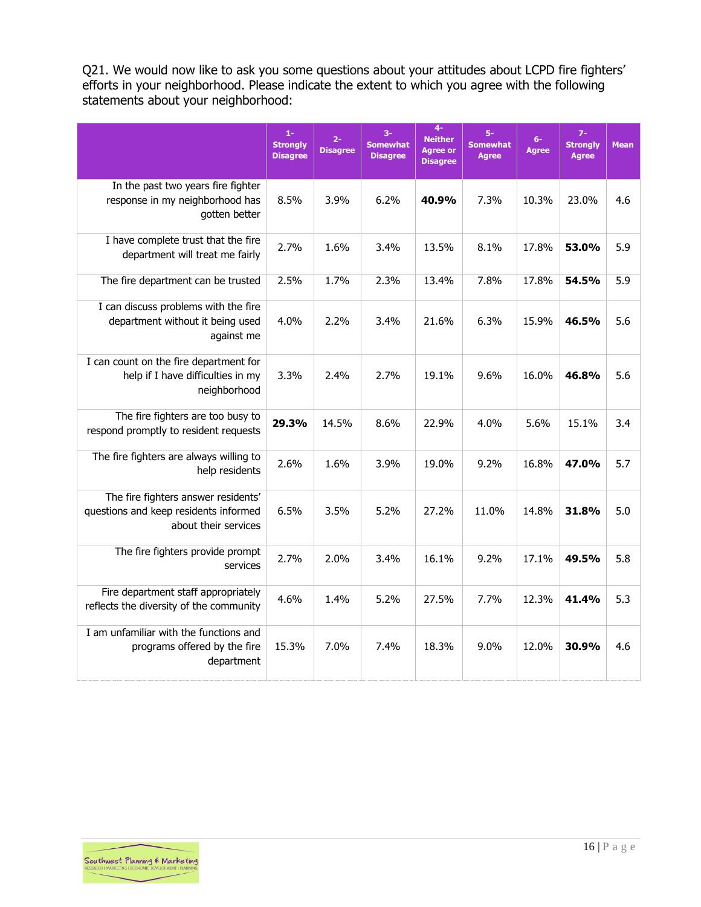Q21. We would now like to ask you some questions about your attitudes about LCPD fire fighters' efforts in your neighborhood. Please indicate the extent to which you agree with the following statements about your neighborhood:

| | 1- Strongly Disagree | 2- Disagree | 3- Somewhat Disagree | 4- Neither Agree or Disagree | 5- Somewhat Agree | 6- Agree | 7- Strongly Agree | Mean |
|---|---|---|---|---|---|---|---|---|
| In the past two years fire fighter response in my neighborhood has gotten better | 8.5% | 3.9% | 6.2% | **40.9%** | 7.3% | 10.3% | 23.0% | 4.6 |
| I have complete trust that the fire department will treat me fairly | 2.7% | 1.6% | 3.4% | 13.5% | 8.1% | 17.8% | **53.0%** | 5.9 |
| The fire department can be trusted | 2.5% | 1.7% | 2.3% | 13.4% | 7.8% | 17.8% | **54.5%** | 5.9 |
| I can discuss problems with the fire department without it being used against me | 4.0% | 2.2% | 3.4% | 21.6% | 6.3% | 15.9% | **46.5%** | 5.6 |
| I can count on the fire department for help if I have difficulties in my neighborhood | 3.3% | 2.4% | 2.7% | 19.1% | 9.6% | 16.0% | **46.8%** | 5.6 |
| The fire fighters are too busy to respond promptly to resident requests | **29.3%** | 14.5% | 8.6% | 22.9% | 4.0% | 5.6% | 15.1% | 3.4 |
| The fire fighters are always willing to help residents | 2.6% | 1.6% | 3.9% | 19.0% | 9.2% | 16.8% | **47.0%** | 5.7 |
| The fire fighters answer residents' questions and keep residents informed about their services | 6.5% | 3.5% | 5.2% | 27.2% | 11.0% | 14.8% | **31.8%** | 5.0 |
| The fire fighters provide prompt services | 2.7% | 2.0% | 3.4% | 16.1% | 9.2% | 17.1% | **49.5%** | 5.8 |
| Fire department staff appropriately reflects the diversity of the community | 4.6% | 1.4% | 5.2% | 27.5% | 7.7% | 12.3% | **41.4%** | 5.3 |
| I am unfamiliar with the functions and programs offered by the fire department | 15.3% | 7.0% | 7.4% | 18.3% | 9.0% | 12.0% | **30.9%** | 4.6 |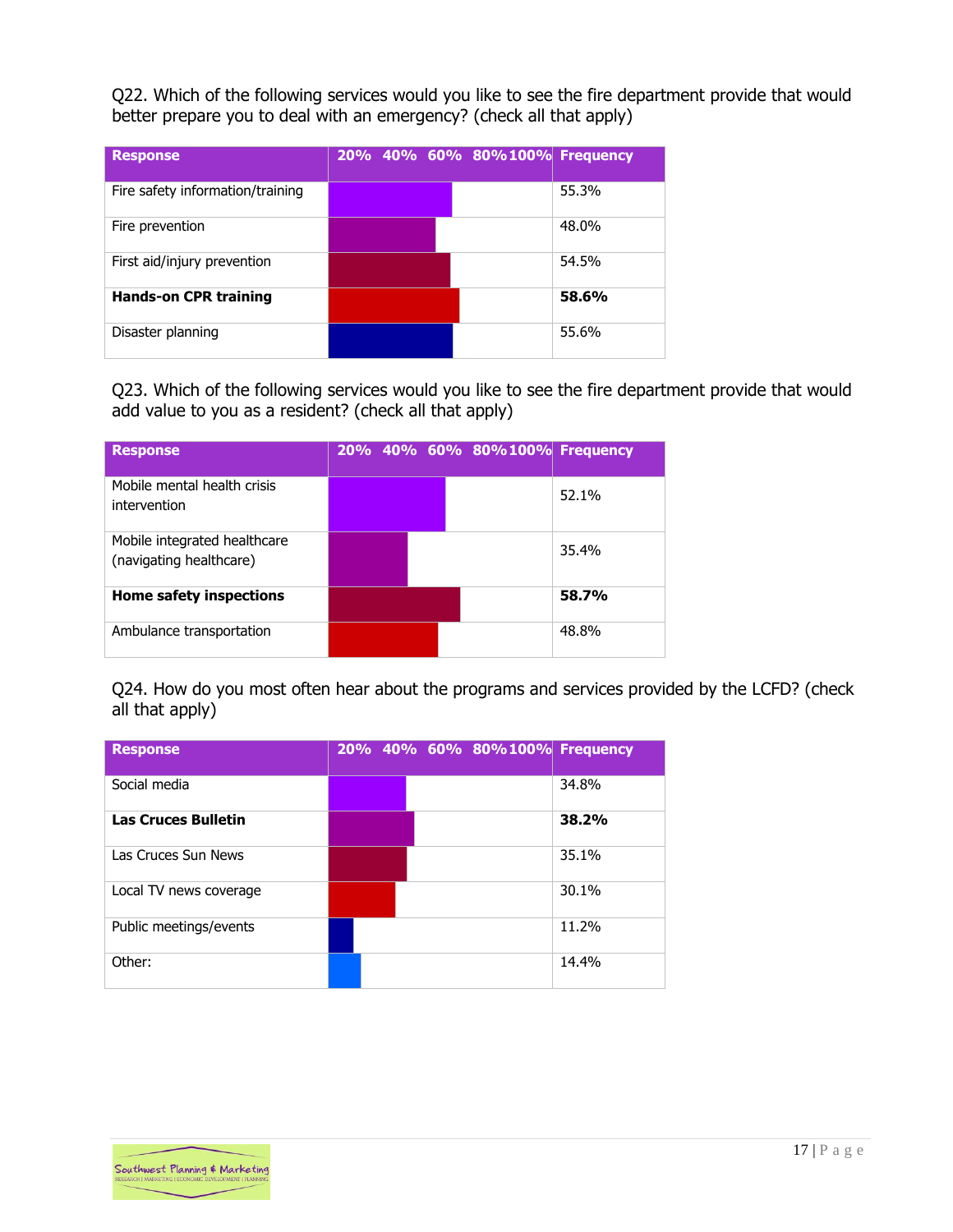Q22. Which of the following services would you like to see the fire department provide that would better prepare you to deal with an emergency? (check all that apply)

| Response | 20% 40% 60% 80% 100% | Frequency |
|---|---|---|
| Fire safety information/training | | 55.3% |
| Fire prevention | | 48.0% |
| First aid/injury prevention | | 54.5% |
| **Hands-on CPR training** | | **58.6%** |
| Disaster planning | | 55.6% |

Q23. Which of the following services would you like to see the fire department provide that would add value to you as a resident? (check all that apply)

| Response | 20% 40% 60% 80% 100% | Frequency |
|---|---|---|
| Mobile mental health crisis intervention | | 52.1% |
| Mobile integrated healthcare (navigating healthcare) | | 35.4% |
| **Home safety inspections** | | **58.7%** |
| Ambulance transportation | | 48.8% |

Q24. How do you most often hear about the programs and services provided by the LCFD? (check all that apply)

| Response | 20% 40% 60% 80% 100% | Frequency |
|---|---|---|
| Social media | | 34.8% |
| **Las Cruces Bulletin** | | **38.2%** |
| Las Cruces Sun News | | 35.1% |
| Local TV news coverage | | 30.1% |
| Public meetings/events | | 11.2% |
| Other: | | 14.4% |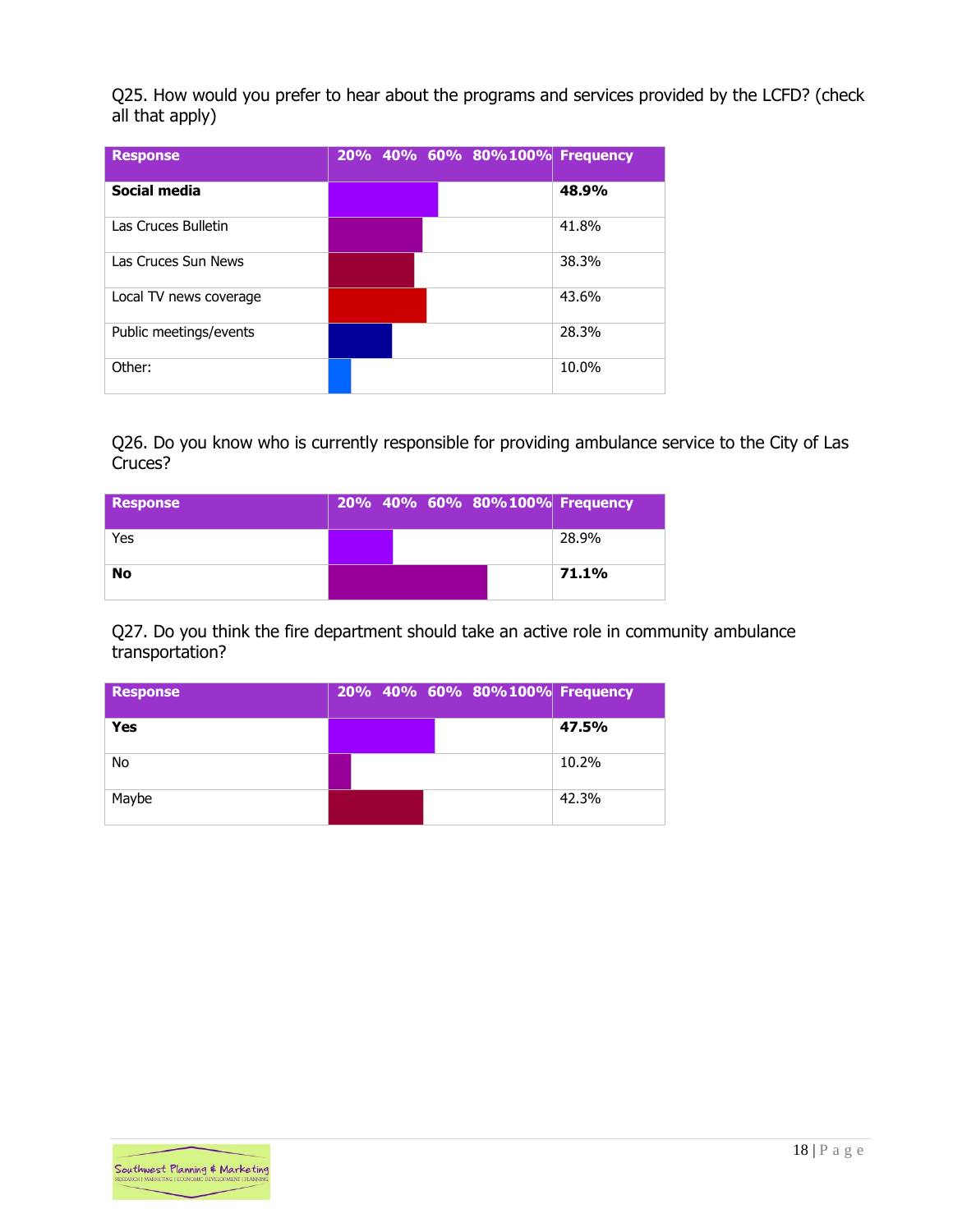Q25. How would you prefer to hear about the programs and services provided by the LCFD? (check all that apply)

| Response | 20% 40% 60% 80% 100% | Frequency |
|---|---|---|
| **Social media** | | **48.9%** |
| Las Cruces Bulletin | | 41.8% |
| Las Cruces Sun News | | 38.3% |
| Local TV news coverage | | 43.6% |
| Public meetings/events | | 28.3% |
| Other: | | 10.0% |

Q26. Do you know who is currently responsible for providing ambulance service to the City of Las Cruces?

| Response | 20% 40% 60% 80% 100% | Frequency |
|---|---|---|
| Yes | | 28.9% |
| **No** | | **71.1%** |

Q27. Do you think the fire department should take an active role in community ambulance transportation?

| Response | 20% 40% 60% 80% 100% | Frequency |
|---|---|---|
| **Yes** | | **47.5%** |
| No | | 10.2% |
| Maybe | | 42.3% |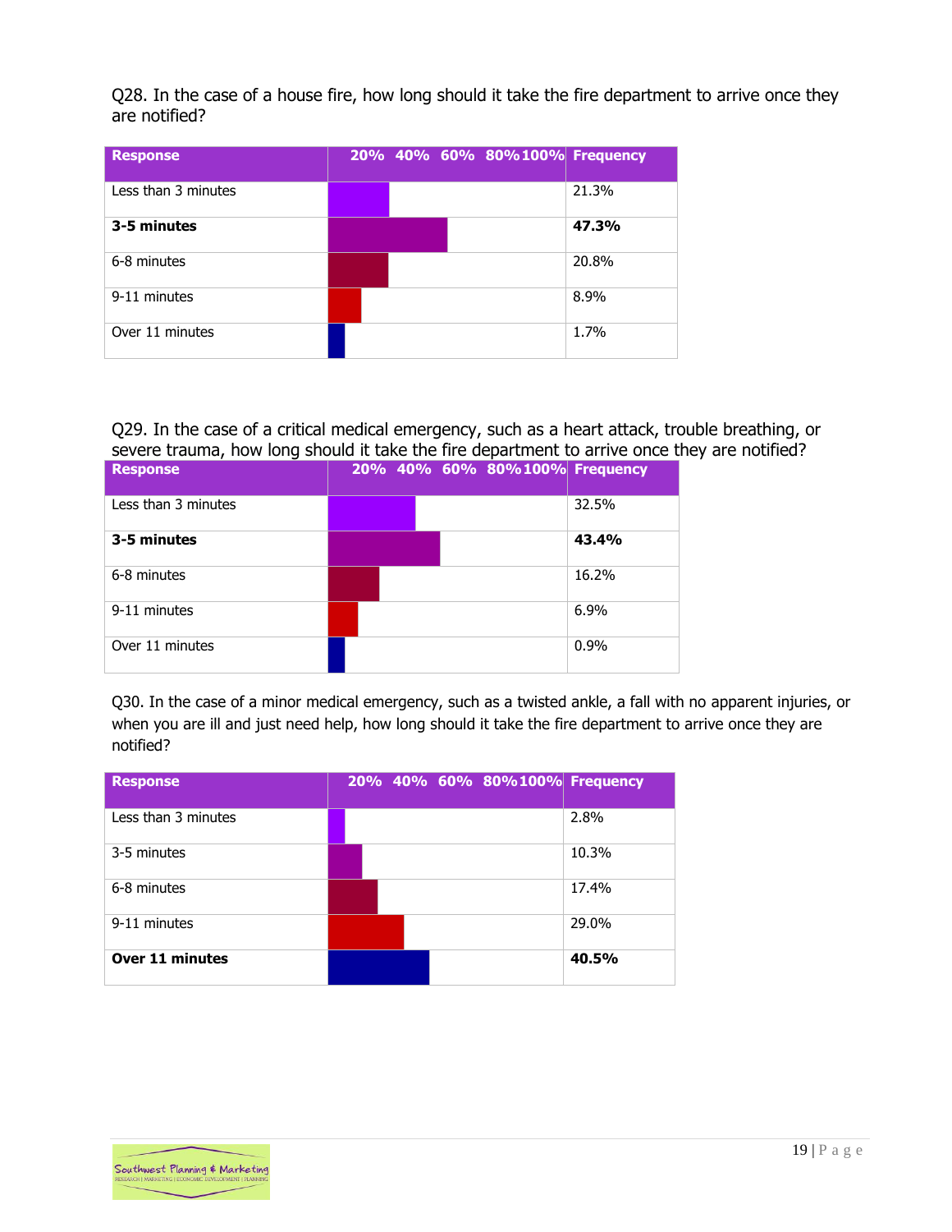Q28. In the case of a house fire, how long should it take the fire department to arrive once they are notified?

| Response | 20% 40% 60% 80% 100% | Frequency |
|---|---|---|
| Less than 3 minutes | | 21.3% |
| **3-5 minutes** | | **47.3%** |
| 6-8 minutes | | 20.8% |
| 9-11 minutes | | 8.9% |
| Over 11 minutes | | 1.7% |

Q29. In the case of a critical medical emergency, such as a heart attack, trouble breathing, or severe trauma, how long should it take the fire department to arrive once they are notified?

| Response | 20% 40% 60% 80% 100% | Frequency |
|---|---|---|
| Less than 3 minutes | | 32.5% |
| **3-5 minutes** | | **43.4%** |
| 6-8 minutes | | 16.2% |
| 9-11 minutes | | 6.9% |
| Over 11 minutes | | 0.9% |

Q30. In the case of a minor medical emergency, such as a twisted ankle, a fall with no apparent injuries, or when you are ill and just need help, how long should it take the fire department to arrive once they are notified?

| Response | 20% 40% 60% 80% 100% | Frequency |
|---|---|---|
| Less than 3 minutes | | 2.8% |
| 3-5 minutes | | 10.3% |
| 6-8 minutes | | 17.4% |
| 9-11 minutes | | 29.0% |
| **Over 11 minutes** | | **40.5%** |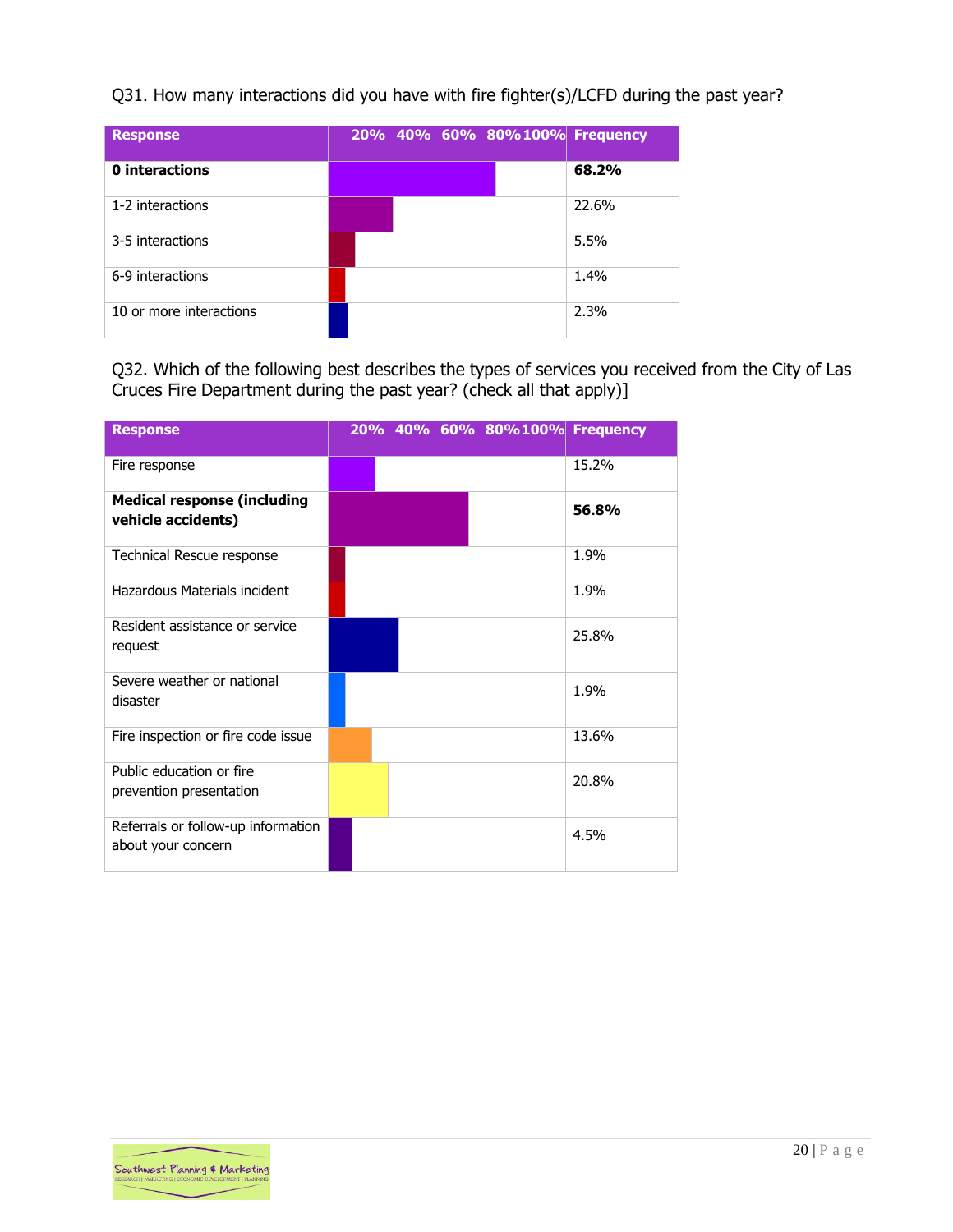Q31. How many interactions did you have with fire fighter(s)/LCFD during the past year?

| Response | 20% 40% 60% 80% 100% | Frequency |
|---|---|---|
| **0 interactions** | | **68.2%** |
| 1-2 interactions | | 22.6% |
| 3-5 interactions | | 5.5% |
| 6-9 interactions | | 1.4% |
| 10 or more interactions | | 2.3% |

Q32. Which of the following best describes the types of services you received from the City of Las Cruces Fire Department during the past year? (check all that apply)]

| Response | 20% 40% 60% 80% 100% | Frequency |
|---|---|---|
| Fire response | | 15.2% |
| **Medical response (including vehicle accidents)** | | **56.8%** |
| Technical Rescue response | | 1.9% |
| Hazardous Materials incident | | 1.9% |
| Resident assistance or service request | | 25.8% |
| Severe weather or national disaster | | 1.9% |
| Fire inspection or fire code issue | | 13.6% |
| Public education or fire prevention presentation | | 20.8% |
| Referrals or follow-up information about your concern | | 4.5% |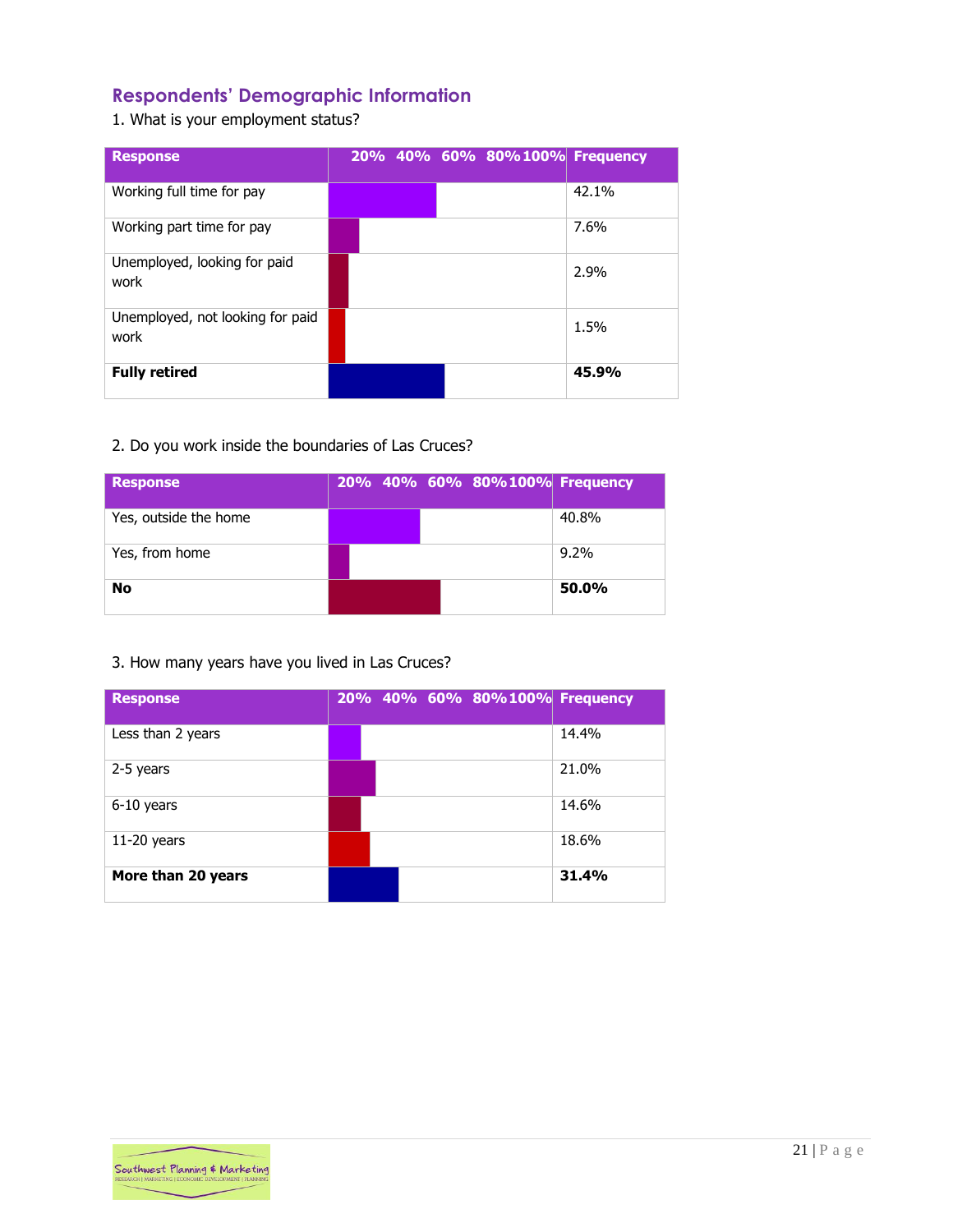## Respondents' Demographic Information

1. What is your employment status?

| Response | 20% 40% 60% 80% 100% | Frequency |
|---|---|---|
| Working full time for pay | | 42.1% |
| Working part time for pay | | 7.6% |
| Unemployed, looking for paid work | | 2.9% |
| Unemployed, not looking for paid work | | 1.5% |
| **Fully retired** | | **45.9%** |

2. Do you work inside the boundaries of Las Cruces?

| Response | 20% 40% 60% 80% 100% | Frequency |
|---|---|---|
| Yes, outside the home | | 40.8% |
| Yes, from home | | 9.2% |
| **No** | | **50.0%** |

3. How many years have you lived in Las Cruces?

| Response | 20% 40% 60% 80% 100% | Frequency |
|---|---|---|
| Less than 2 years | | 14.4% |
| 2-5 years | | 21.0% |
| 6-10 years | | 14.6% |
| 11-20 years | | 18.6% |
| **More than 20 years** | | **31.4%** |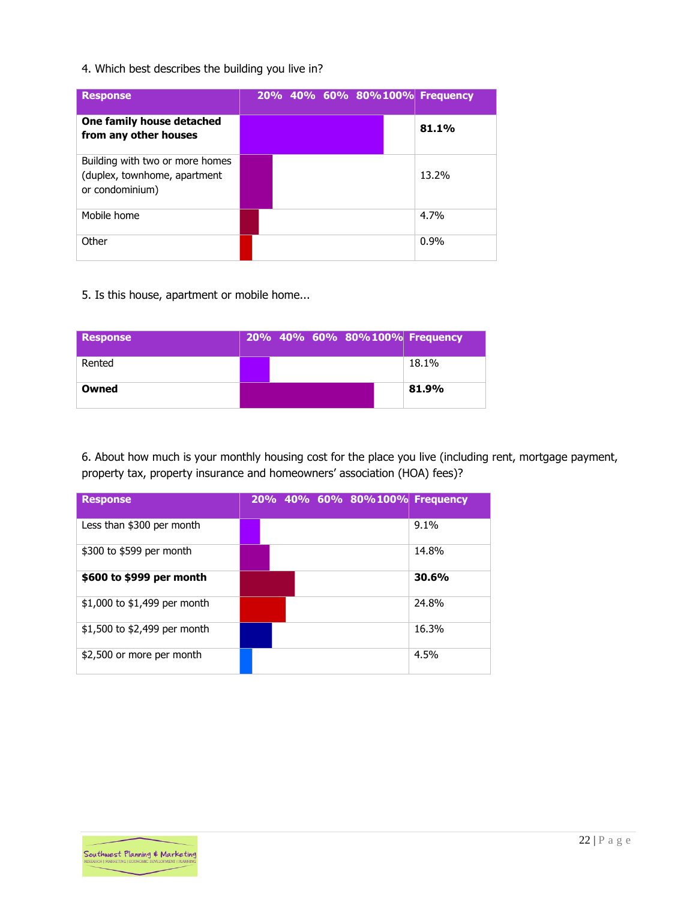4. Which best describes the building you live in?

| Response | 20% 40% 60% 80% 100% | Frequency |
|---|---|---|
| **One family house detached from any other houses** | | **81.1%** |
| Building with two or more homes (duplex, townhome, apartment or condominium) | | 13.2% |
| Mobile home | | 4.7% |
| Other | | 0.9% |

5. Is this house, apartment or mobile home...

| Response | 20% 40% 60% 80% 100% | Frequency |
|---|---|---|
| Rented | | 18.1% |
| **Owned** | | **81.9%** |

6. About how much is your monthly housing cost for the place you live (including rent, mortgage payment, property tax, property insurance and homeowners' association (HOA) fees)?

| Response | 20% 40% 60% 80% 100% | Frequency |
|---|---|---|
| Less than $300 per month | | 9.1% |
| $300 to $599 per month | | 14.8% |
| **$600 to $999 per month** | | **30.6%** |
| $1,000 to $1,499 per month | | 24.8% |
| $1,500 to $2,499 per month | | 16.3% |
| $2,500 or more per month | | 4.5% |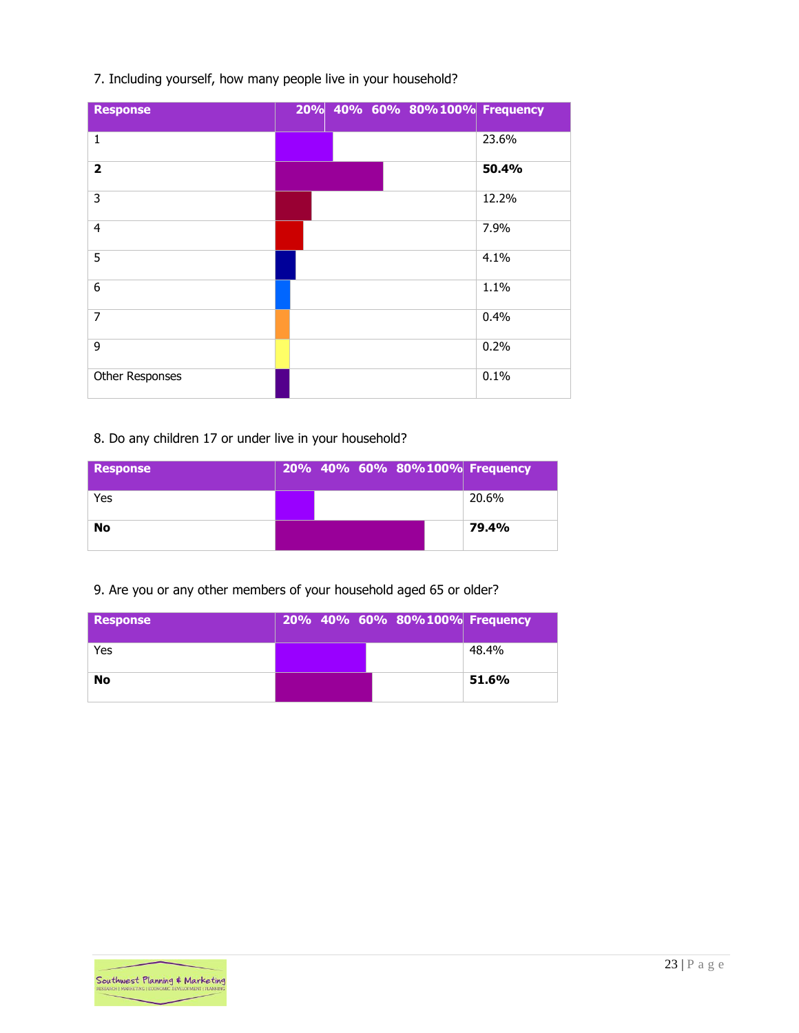7. Including yourself, how many people live in your household?

| Response | 20% 40% 60% 80% 100% | Frequency |
|---|---|---|
| 1 | | 23.6% |
| **2** | | **50.4%** |
| 3 | | 12.2% |
| 4 | | 7.9% |
| 5 | | 4.1% |
| 6 | | 1.1% |
| 7 | | 0.4% |
| 9 | | 0.2% |
| Other Responses | | 0.1% |

8. Do any children 17 or under live in your household?

| Response | 20% 40% 60% 80% 100% | Frequency |
|---|---|---|
| Yes | | 20.6% |
| **No** | | **79.4%** |

9. Are you or any other members of your household aged 65 or older?

| Response | 20% 40% 60% 80% 100% | Frequency |
|---|---|---|
| Yes | | 48.4% |
| **No** | | **51.6%** |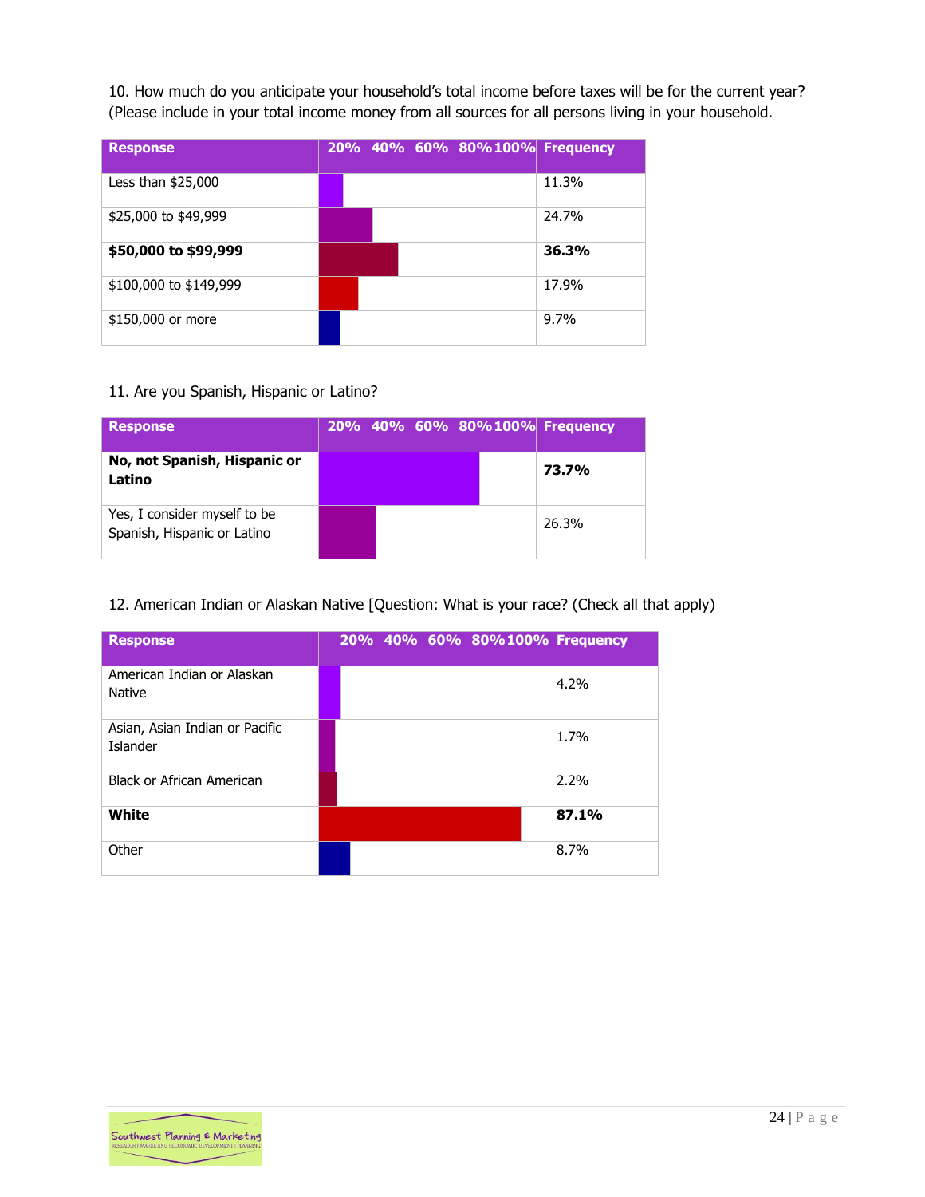10. How much do you anticipate your household's total income before taxes will be for the current year? (Please include in your total income money from all sources for all persons living in your household.

| Response | 20% 40% 60% 80% 100% | Frequency |
|---|---|---|
| Less than $25,000 | | 11.3% |
| $25,000 to $49,999 | | 24.7% |
| **$50,000 to $99,999** | | **36.3%** |
| $100,000 to $149,999 | | 17.9% |
| $150,000 or more | | 9.7% |

11. Are you Spanish, Hispanic or Latino?

| Response | 20% 40% 60% 80% 100% | Frequency |
|---|---|---|
| **No, not Spanish, Hispanic or Latino** | | **73.7%** |
| Yes, I consider myself to be Spanish, Hispanic or Latino | | 26.3% |

12. American Indian or Alaskan Native [Question: What is your race? (Check all that apply)

| Response | 20% 40% 60% 80% 100% | Frequency |
|---|---|---|
| American Indian or Alaskan Native | | 4.2% |
| Asian, Asian Indian or Pacific Islander | | 1.7% |
| Black or African American | | 2.2% |
| **White** | | **87.1%** |
| Other | | 8.7% |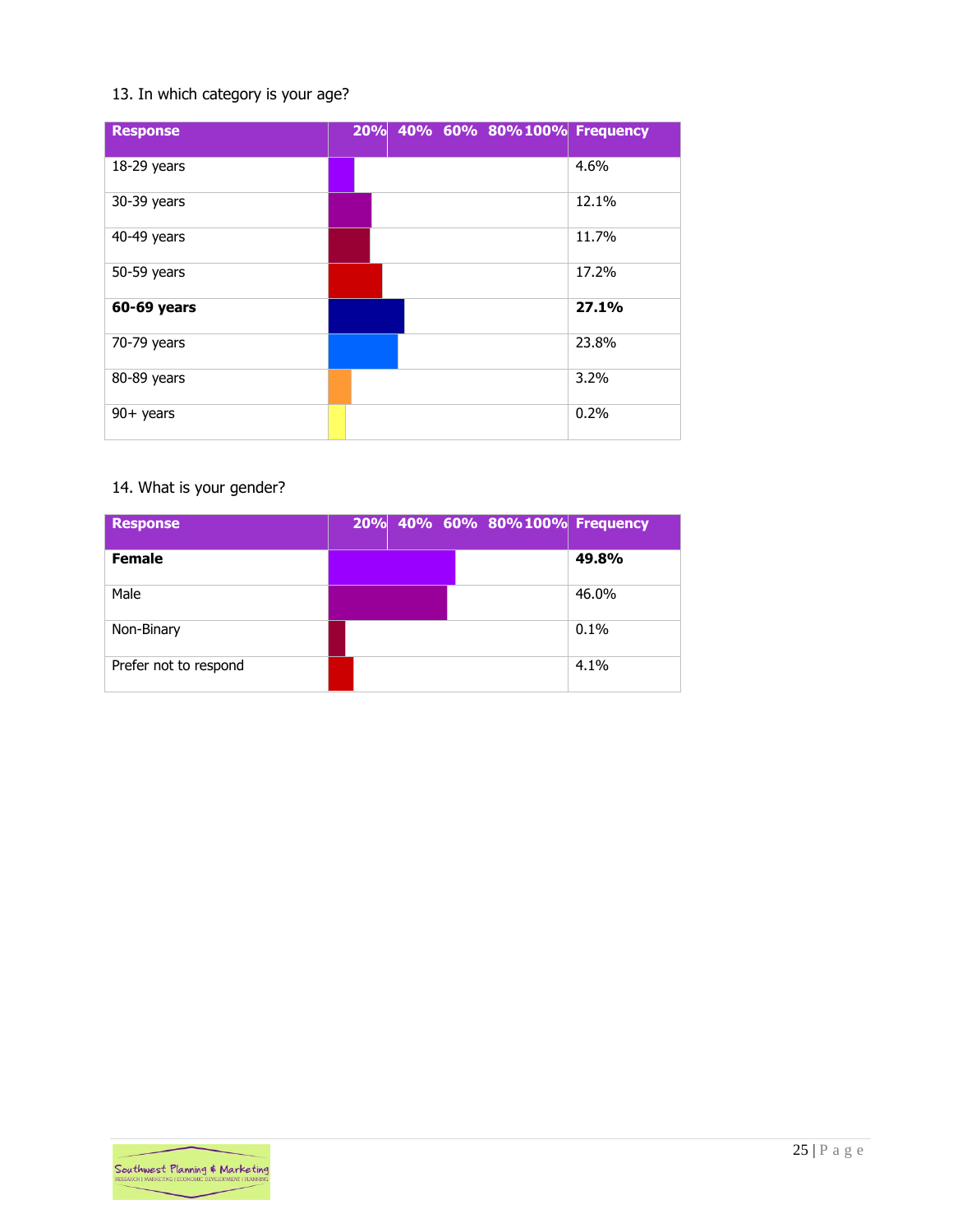13. In which category is your age?

| Response | 20% 40% 60% 80% 100% | Frequency |
|---|---|---|
| 18-29 years | | 4.6% |
| 30-39 years | | 12.1% |
| 40-49 years | | 11.7% |
| 50-59 years | | 17.2% |
| **60-69 years** | | **27.1%** |
| 70-79 years | | 23.8% |
| 80-89 years | | 3.2% |
| 90+ years | | 0.2% |

14. What is your gender?

| Response | 20% 40% 60% 80% 100% | Frequency |
|---|---|---|
| **Female** | | **49.8%** |
| Male | | 46.0% |
| Non-Binary | | 0.1% |
| Prefer not to respond | | 4.1% |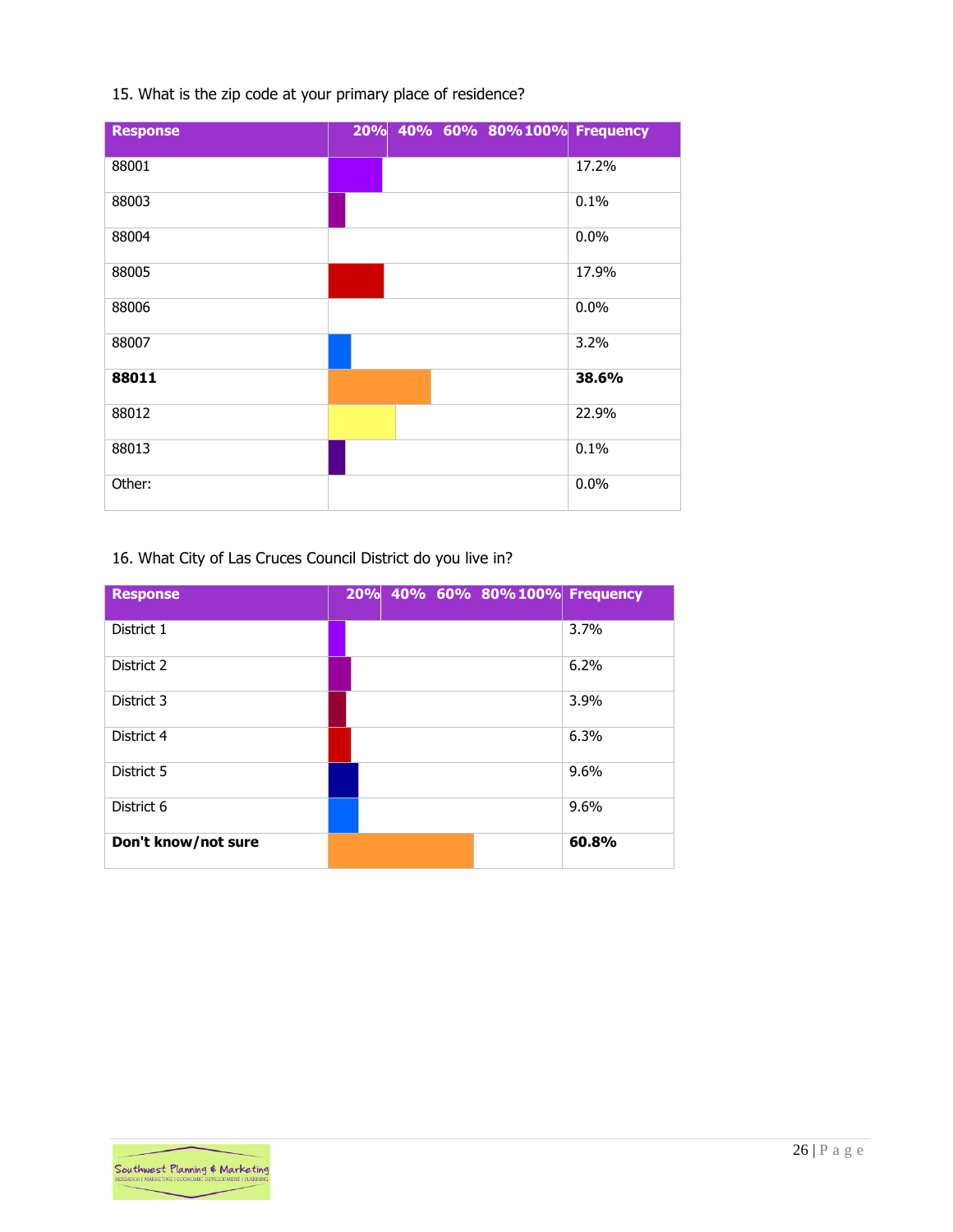15. What is the zip code at your primary place of residence?

| Response | 20% 40% 60% 80% 100% | Frequency |
|---|---|---|
| 88001 | | 17.2% |
| 88003 | | 0.1% |
| 88004 | | 0.0% |
| 88005 | | 17.9% |
| 88006 | | 0.0% |
| 88007 | | 3.2% |
| **88011** | | **38.6%** |
| 88012 | | 22.9% |
| 88013 | | 0.1% |
| Other: | | 0.0% |

16. What City of Las Cruces Council District do you live in?

| Response | 20% 40% 60% 80% 100% | Frequency |
|---|---|---|
| District 1 | | 3.7% |
| District 2 | | 6.2% |
| District 3 | | 3.9% |
| District 4 | | 6.3% |
| District 5 | | 9.6% |
| District 6 | | 9.6% |
| **Don't know/not sure** | | **60.8%** |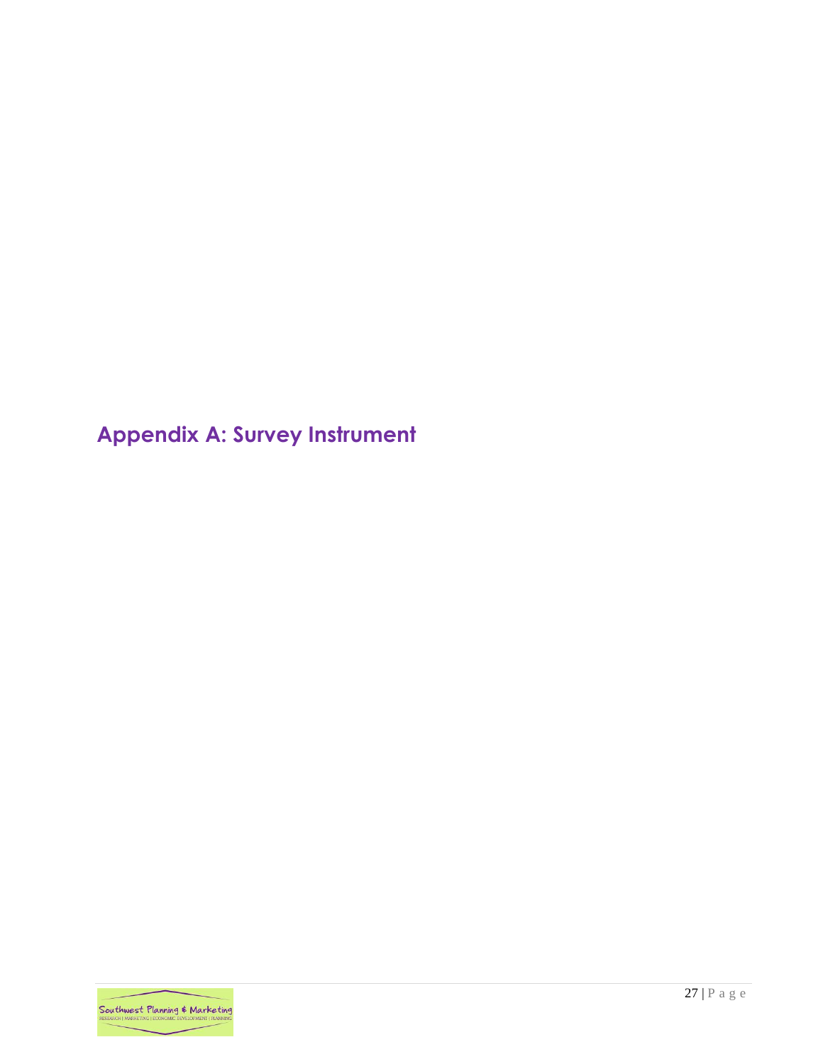# Appendix A: Survey Instrument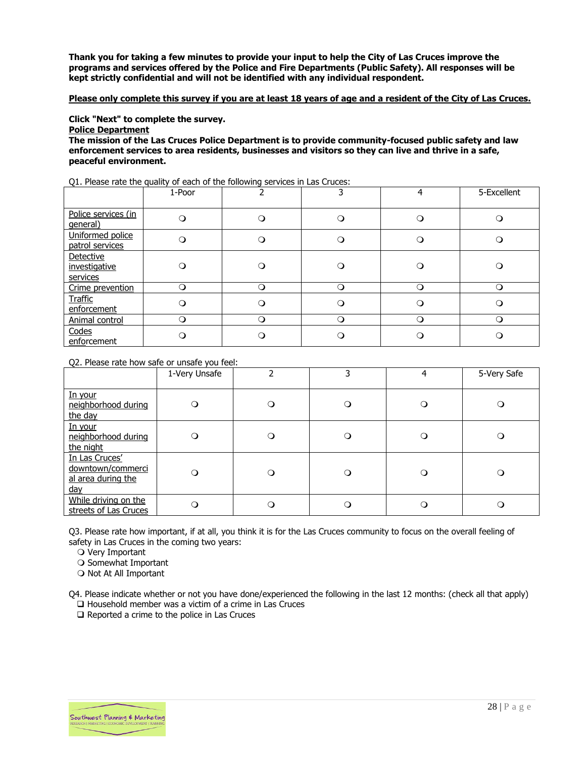**Thank you for taking a few minutes to provide your input to help the City of Las Cruces improve the programs and services offered by the Police and Fire Departments (Public Safety). All responses will be kept strictly confidential and will not be identified with any individual respondent.**

**<u>Please only complete this survey if you are at least 18 years of age and a resident of the City of Las Cruces.</u>**

**Click "Next" to complete the survey.**

**<u>Police Department</u>**

**The mission of the Las Cruces Police Department is to provide community-focused public safety and law enforcement services to area residents, businesses and visitors so they can live and thrive in a safe, peaceful environment.**

Q1. Please rate the quality of each of the following services in Las Cruces:

| | 1-Poor | 2 | 3 | 4 | 5-Excellent |
|---|---|---|---|---|---|
| Police services (in general) | ❍ | ❍ | ❍ | ❍ | ❍ |
| Uniformed police patrol services | ❍ | ❍ | ❍ | ❍ | ❍ |
| Detective investigative services | ❍ | ❍ | ❍ | ❍ | ❍ |
| Crime prevention | ❍ | ❍ | ❍ | ❍ | ❍ |
| Traffic enforcement | ❍ | ❍ | ❍ | ❍ | ❍ |
| Animal control | ❍ | ❍ | ❍ | ❍ | ❍ |
| Codes enforcement | ❍ | ❍ | ❍ | ❍ | ❍ |

Q2. Please rate how safe or unsafe you feel:

| | 1-Very Unsafe | 2 | 3 | 4 | 5-Very Safe |
|---|---|---|---|---|---|
| In your neighborhood during the day | ❍ | ❍ | ❍ | ❍ | ❍ |
| In your neighborhood during the night | ❍ | ❍ | ❍ | ❍ | ❍ |
| In Las Cruces' downtown/commercial area during the day | ❍ | ❍ | ❍ | ❍ | ❍ |
| While driving on the streets of Las Cruces | ❍ | ❍ | ❍ | ❍ | ❍ |

Q3. Please rate how important, if at all, you think it is for the Las Cruces community to focus on the overall feeling of safety in Las Cruces in the coming two years:

❍ Very Important
❍ Somewhat Important
❍ Not At All Important

Q4. Please indicate whether or not you have done/experienced the following in the last 12 months: (check all that apply)

❑ Household member was a victim of a crime in Las Cruces
❑ Reported a crime to the police in Las Cruces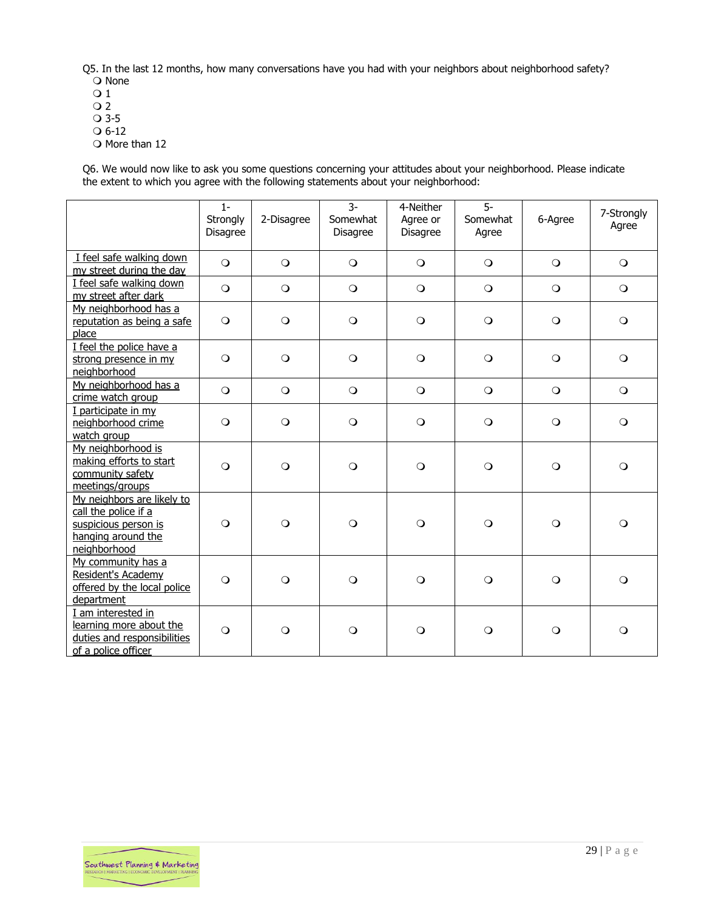Q5. In the last 12 months, how many conversations have you had with your neighbors about neighborhood safety?

❍ None
❍ 1
❍ 2
❍ 3-5
❍ 6-12
❍ More than 12

Q6. We would now like to ask you some questions concerning your attitudes about your neighborhood. Please indicate the extent to which you agree with the following statements about your neighborhood:

| | 1-Strongly Disagree | 2-Disagree | 3-Somewhat Disagree | 4-Neither Agree or Disagree | 5-Somewhat Agree | 6-Agree | 7-Strongly Agree |
|---|---|---|---|---|---|---|---|
| I feel safe walking down my street during the day | ❍ | ❍ | ❍ | ❍ | ❍ | ❍ | ❍ |
| I feel safe walking down my street after dark | ❍ | ❍ | ❍ | ❍ | ❍ | ❍ | ❍ |
| My neighborhood has a reputation as being a safe place | ❍ | ❍ | ❍ | ❍ | ❍ | ❍ | ❍ |
| I feel the police have a strong presence in my neighborhood | ❍ | ❍ | ❍ | ❍ | ❍ | ❍ | ❍ |
| My neighborhood has a crime watch group | ❍ | ❍ | ❍ | ❍ | ❍ | ❍ | ❍ |
| I participate in my neighborhood crime watch group | ❍ | ❍ | ❍ | ❍ | ❍ | ❍ | ❍ |
| My neighborhood is making efforts to start community safety meetings/groups | ❍ | ❍ | ❍ | ❍ | ❍ | ❍ | ❍ |
| My neighbors are likely to call the police if a suspicious person is hanging around the neighborhood | ❍ | ❍ | ❍ | ❍ | ❍ | ❍ | ❍ |
| My community has a Resident's Academy offered by the local police department | ❍ | ❍ | ❍ | ❍ | ❍ | ❍ | ❍ |
| I am interested in learning more about the duties and responsibilities of a police officer | ❍ | ❍ | ❍ | ❍ | ❍ | ❍ | ❍ |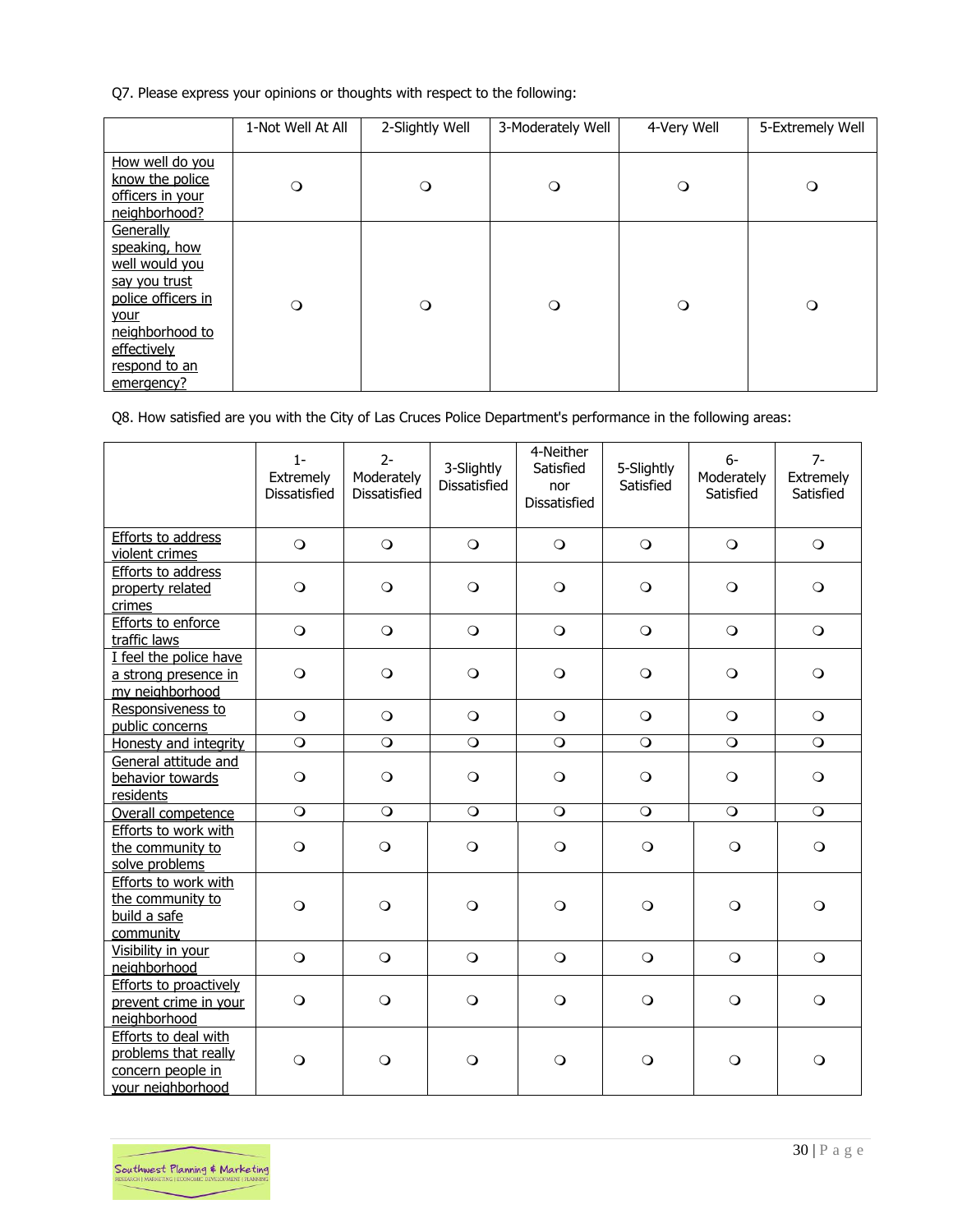Q7. Please express your opinions or thoughts with respect to the following:

| | 1-Not Well At All | 2-Slightly Well | 3-Moderately Well | 4-Very Well | 5-Extremely Well |
|---|---|---|---|---|---|
| How well do you know the police officers in your neighborhood? | ❍ | ❍ | ❍ | ❍ | ❍ |
| Generally speaking, how well would you say you trust police officers in your neighborhood to effectively respond to an emergency? | ❍ | ❍ | ❍ | ❍ | ❍ |

Q8. How satisfied are you with the City of Las Cruces Police Department's performance in the following areas:

| | 1-Extremely Dissatisfied | 2-Moderately Dissatisfied | 3-Slightly Dissatisfied | 4-Neither Satisfied nor Dissatisfied | 5-Slightly Satisfied | 6-Moderately Satisfied | 7-Extremely Satisfied |
|---|---|---|---|---|---|---|---|
| Efforts to address violent crimes | ❍ | ❍ | ❍ | ❍ | ❍ | ❍ | ❍ |
| Efforts to address property related crimes | ❍ | ❍ | ❍ | ❍ | ❍ | ❍ | ❍ |
| Efforts to enforce traffic laws | ❍ | ❍ | ❍ | ❍ | ❍ | ❍ | ❍ |
| I feel the police have a strong presence in my neighborhood | ❍ | ❍ | ❍ | ❍ | ❍ | ❍ | ❍ |
| Responsiveness to public concerns | ❍ | ❍ | ❍ | ❍ | ❍ | ❍ | ❍ |
| Honesty and integrity | ❍ | ❍ | ❍ | ❍ | ❍ | ❍ | ❍ |
| General attitude and behavior towards residents | ❍ | ❍ | ❍ | ❍ | ❍ | ❍ | ❍ |
| Overall competence | ❍ | ❍ | ❍ | ❍ | ❍ | ❍ | ❍ |
| Efforts to work with the community to solve problems | ❍ | ❍ | ❍ | ❍ | ❍ | ❍ | ❍ |
| Efforts to work with the community to build a safe community | ❍ | ❍ | ❍ | ❍ | ❍ | ❍ | ❍ |
| Visibility in your neighborhood | ❍ | ❍ | ❍ | ❍ | ❍ | ❍ | ❍ |
| Efforts to proactively prevent crime in your neighborhood | ❍ | ❍ | ❍ | ❍ | ❍ | ❍ | ❍ |
| Efforts to deal with problems that really concern people in your neighborhood | ❍ | ❍ | ❍ | ❍ | ❍ | ❍ | ❍ |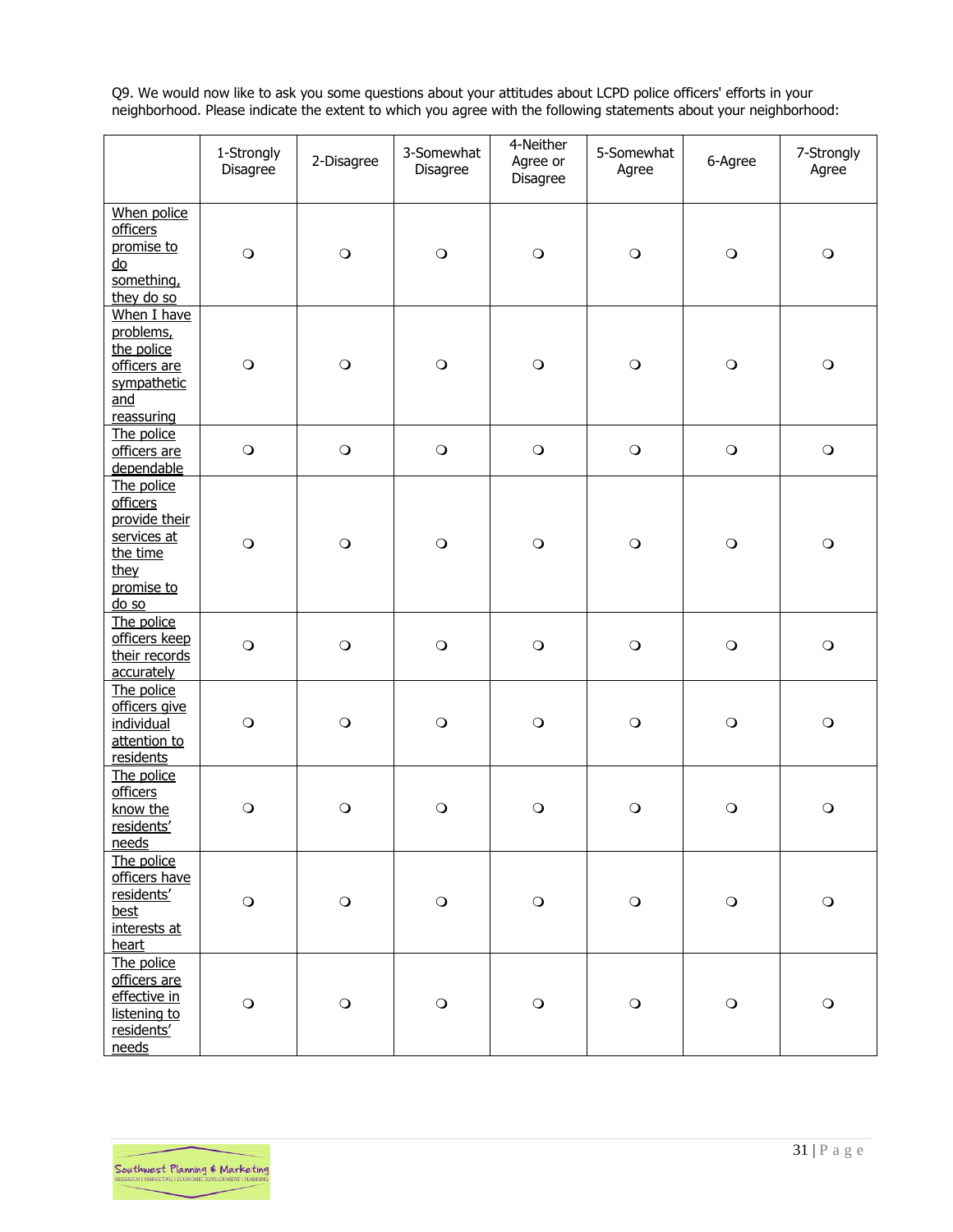Q9. We would now like to ask you some questions about your attitudes about LCPD police officers' efforts in your neighborhood. Please indicate the extent to which you agree with the following statements about your neighborhood:

| | 1-Strongly Disagree | 2-Disagree | 3-Somewhat Disagree | 4-Neither Agree or Disagree | 5-Somewhat Agree | 6-Agree | 7-Strongly Agree |
|---|---|---|---|---|---|---|---|
| When police officers promise to do something, they do so | ❍ | ❍ | ❍ | ❍ | ❍ | ❍ | ❍ |
| When I have problems, the police officers are sympathetic and reassuring | ❍ | ❍ | ❍ | ❍ | ❍ | ❍ | ❍ |
| The police officers are dependable | ❍ | ❍ | ❍ | ❍ | ❍ | ❍ | ❍ |
| The police officers provide their services at the time they promise to do so | ❍ | ❍ | ❍ | ❍ | ❍ | ❍ | ❍ |
| The police officers keep their records accurately | ❍ | ❍ | ❍ | ❍ | ❍ | ❍ | ❍ |
| The police officers give individual attention to residents | ❍ | ❍ | ❍ | ❍ | ❍ | ❍ | ❍ |
| The police officers know the residents' needs | ❍ | ❍ | ❍ | ❍ | ❍ | ❍ | ❍ |
| The police officers have residents' best interests at heart | ❍ | ❍ | ❍ | ❍ | ❍ | ❍ | ❍ |
| The police officers are effective in listening to residents' needs | ❍ | ❍ | ❍ | ❍ | ❍ | ❍ | ❍ |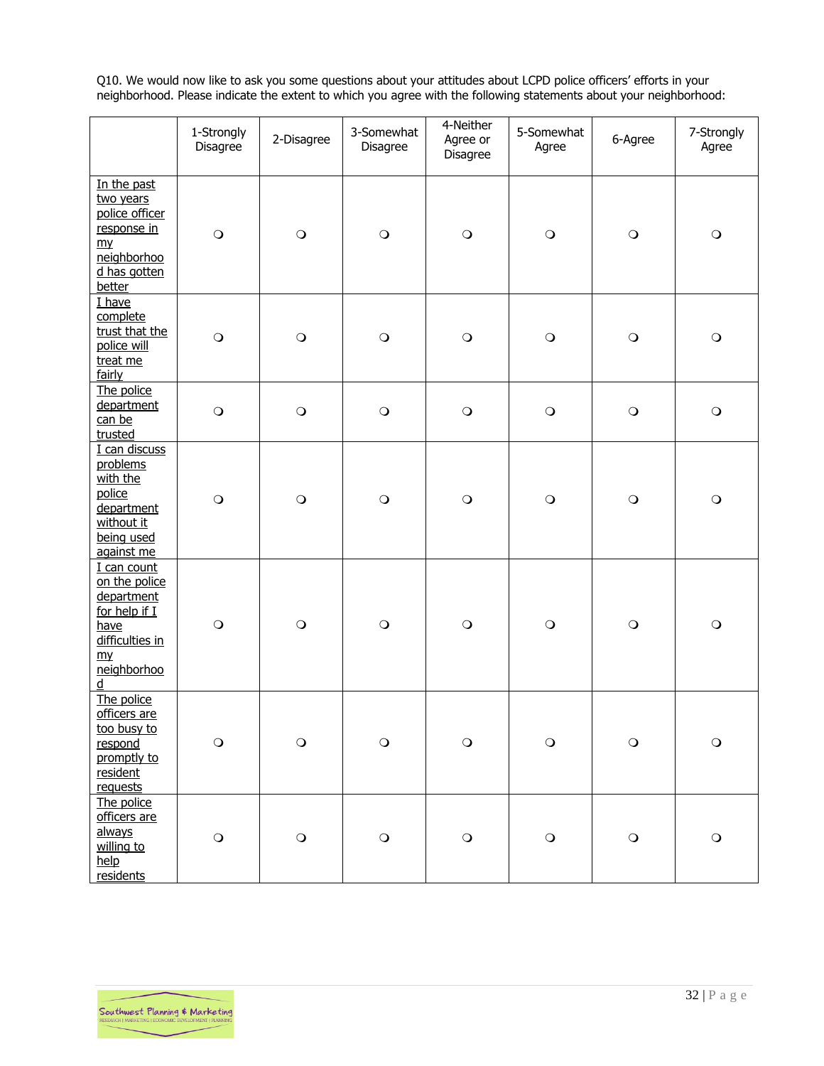Q10. We would now like to ask you some questions about your attitudes about LCPD police officers' efforts in your neighborhood. Please indicate the extent to which you agree with the following statements about your neighborhood:

| | 1-Strongly Disagree | 2-Disagree | 3-Somewhat Disagree | 4-Neither Agree or Disagree | 5-Somewhat Agree | 6-Agree | 7-Strongly Agree |
|---|---|---|---|---|---|---|---|
| In the past two years police officer response in my neighborhood has gotten better | ❍ | ❍ | ❍ | ❍ | ❍ | ❍ | ❍ |
| I have complete trust that the police will treat me fairly | ❍ | ❍ | ❍ | ❍ | ❍ | ❍ | ❍ |
| The police department can be trusted | ❍ | ❍ | ❍ | ❍ | ❍ | ❍ | ❍ |
| I can discuss problems with the police department without it being used against me | ❍ | ❍ | ❍ | ❍ | ❍ | ❍ | ❍ |
| I can count on the police department for help if I have difficulties in my neighborhood | ❍ | ❍ | ❍ | ❍ | ❍ | ❍ | ❍ |
| The police officers are too busy to respond promptly to resident requests | ❍ | ❍ | ❍ | ❍ | ❍ | ❍ | ❍ |
| The police officers are always willing to help residents | ❍ | ❍ | ❍ | ❍ | ❍ | ❍ | ❍ |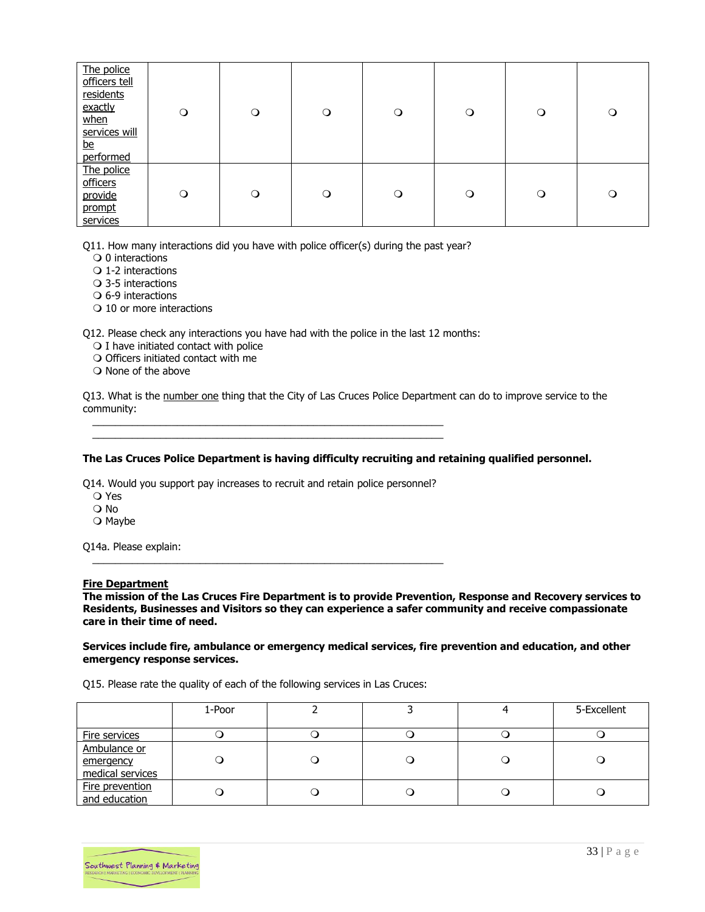| The police officers tell residents exactly when services will be performed | ❍ | ❍ | ❍ | ❍ | ❍ | ❍ | ❍ |
|---|---|---|---|---|---|---|---|
| The police officers provide prompt services | ❍ | ❍ | ❍ | ❍ | ❍ | ❍ | ❍ |

Q11. How many interactions did you have with police officer(s) during the past year?
- ❍ 0 interactions
- ❍ 1-2 interactions
- ❍ 3-5 interactions
- ❍ 6-9 interactions
- ❍ 10 or more interactions

Q12. Please check any interactions you have had with the police in the last 12 months:
- ❍ I have initiated contact with police
- ❍ Officers initiated contact with me
- ❍ None of the above

Q13. What is the number one thing that the City of Las Cruces Police Department can do to improve service to the community:

_______________________________________________________________
_______________________________________________________________

**The Las Cruces Police Department is having difficulty recruiting and retaining qualified personnel.**

Q14. Would you support pay increases to recruit and retain police personnel?
- ❍ Yes
- ❍ No
- ❍ Maybe

Q14a. Please explain:

_______________________________________________________________

**Fire Department**

**The mission of the Las Cruces Fire Department is to provide Prevention, Response and Recovery services to Residents, Businesses and Visitors so they can experience a safer community and receive compassionate care in their time of need.**

**Services include fire, ambulance or emergency medical services, fire prevention and education, and other emergency response services.**

Q15. Please rate the quality of each of the following services in Las Cruces:

| | 1-Poor | 2 | 3 | 4 | 5-Excellent |
|---|---|---|---|---|---|
| Fire services | ❍ | ❍ | ❍ | ❍ | ❍ |
| Ambulance or emergency medical services | ❍ | ❍ | ❍ | ❍ | ❍ |
| Fire prevention and education | ❍ | ❍ | ❍ | ❍ | ❍ |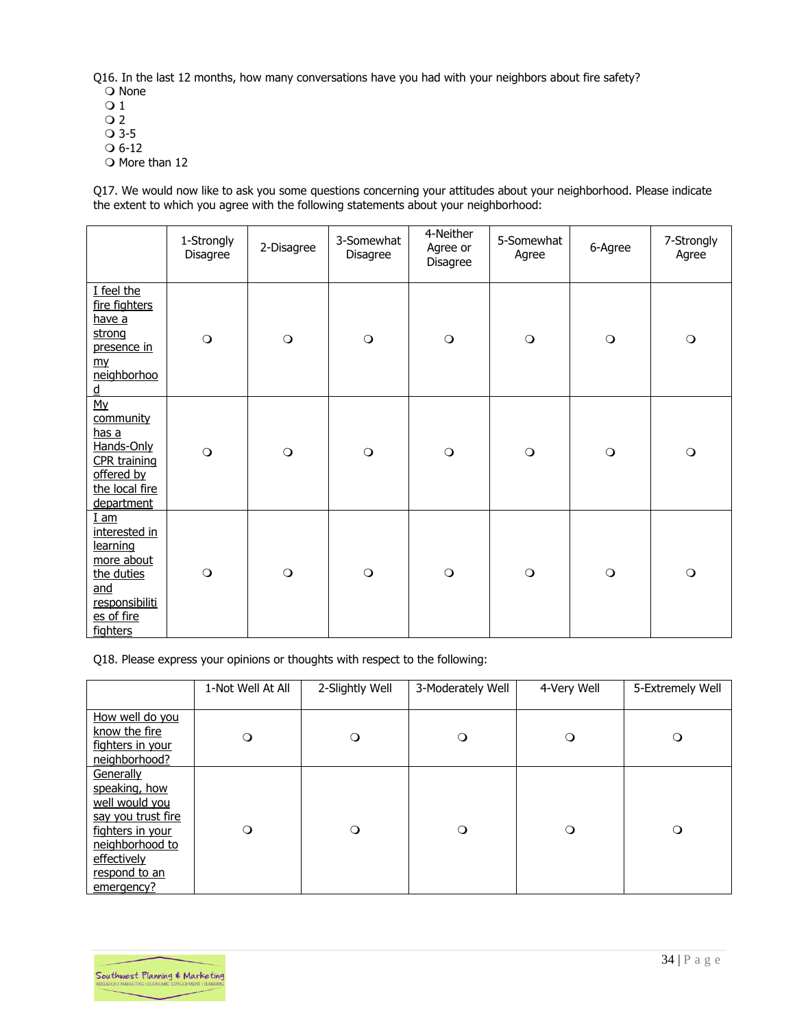Q16. In the last 12 months, how many conversations have you had with your neighbors about fire safety?

❍ None
❍ 1
❍ 2
❍ 3-5
❍ 6-12
❍ More than 12

Q17. We would now like to ask you some questions concerning your attitudes about your neighborhood. Please indicate the extent to which you agree with the following statements about your neighborhood:

| | 1-Strongly Disagree | 2-Disagree | 3-Somewhat Disagree | 4-Neither Agree or Disagree | 5-Somewhat Agree | 6-Agree | 7-Strongly Agree |
|---|---|---|---|---|---|---|---|
| I feel the fire fighters have a strong presence in my neighborhood | ❍ | ❍ | ❍ | ❍ | ❍ | ❍ | ❍ |
| My community has a Hands-Only CPR training offered by the local fire department | ❍ | ❍ | ❍ | ❍ | ❍ | ❍ | ❍ |
| I am interested in learning more about the duties and responsibilities of fire fighters | ❍ | ❍ | ❍ | ❍ | ❍ | ❍ | ❍ |

Q18. Please express your opinions or thoughts with respect to the following:

| | 1-Not Well At All | 2-Slightly Well | 3-Moderately Well | 4-Very Well | 5-Extremely Well |
|---|---|---|---|---|---|
| How well do you know the fire fighters in your neighborhood? | ❍ | ❍ | ❍ | ❍ | ❍ |
| Generally speaking, how well would you say you trust fire fighters in your neighborhood to effectively respond to an emergency? | ❍ | ❍ | ❍ | ❍ | ❍ |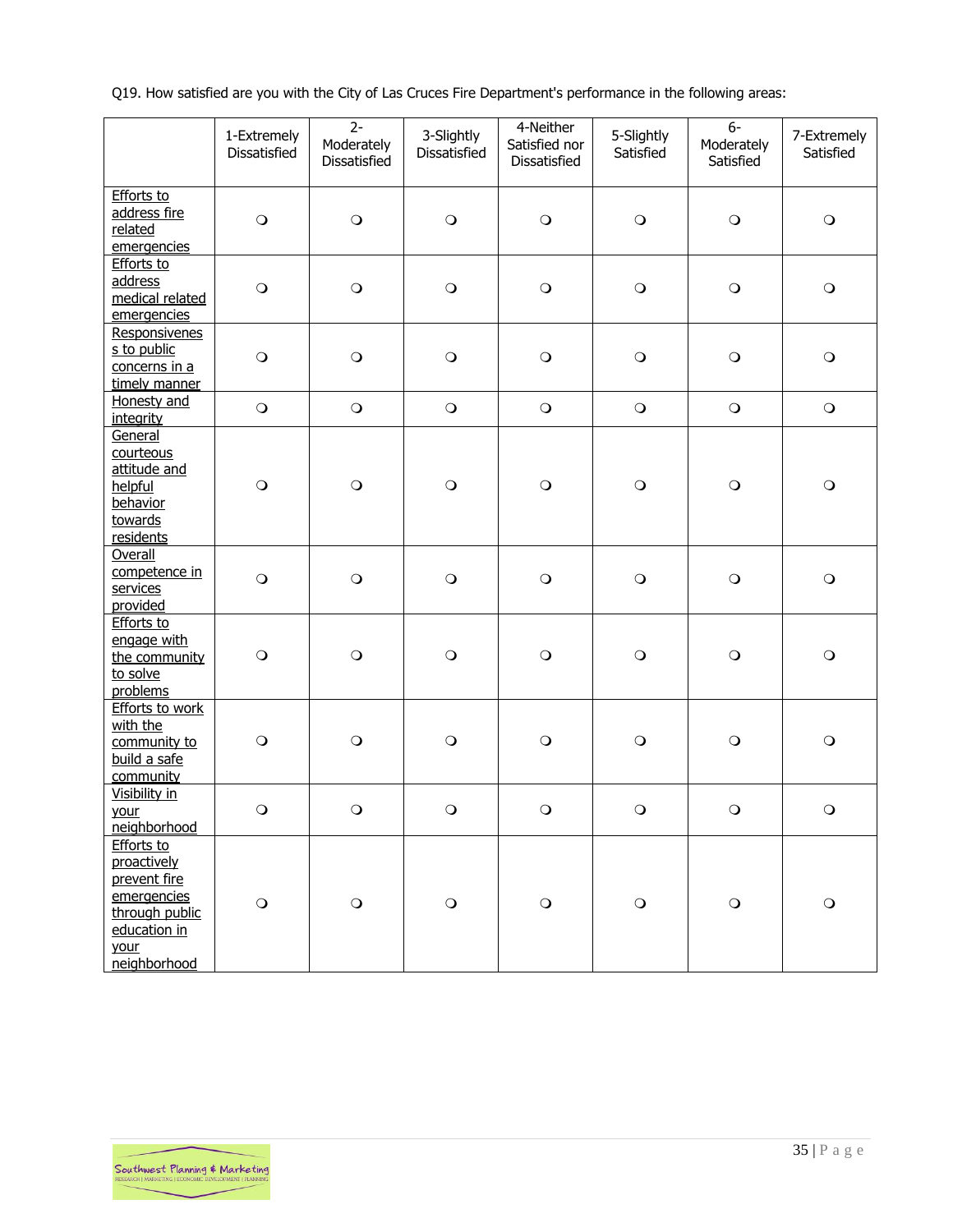Q19. How satisfied are you with the City of Las Cruces Fire Department's performance in the following areas:

| | 1-Extremely Dissatisfied | 2-Moderately Dissatisfied | 3-Slightly Dissatisfied | 4-Neither Satisfied nor Dissatisfied | 5-Slightly Satisfied | 6-Moderately Satisfied | 7-Extremely Satisfied |
|---|---|---|---|---|---|---|---|
| Efforts to address fire related emergencies | ❍ | ❍ | ❍ | ❍ | ❍ | ❍ | ❍ |
| Efforts to address medical related emergencies | ❍ | ❍ | ❍ | ❍ | ❍ | ❍ | ❍ |
| Responsiveness to public concerns in a timely manner | ❍ | ❍ | ❍ | ❍ | ❍ | ❍ | ❍ |
| Honesty and integrity | ❍ | ❍ | ❍ | ❍ | ❍ | ❍ | ❍ |
| General courteous attitude and helpful behavior towards residents | ❍ | ❍ | ❍ | ❍ | ❍ | ❍ | ❍ |
| Overall competence in services provided | ❍ | ❍ | ❍ | ❍ | ❍ | ❍ | ❍ |
| Efforts to engage with the community to solve problems | ❍ | ❍ | ❍ | ❍ | ❍ | ❍ | ❍ |
| Efforts to work with the community to build a safe community | ❍ | ❍ | ❍ | ❍ | ❍ | ❍ | ❍ |
| Visibility in your neighborhood | ❍ | ❍ | ❍ | ❍ | ❍ | ❍ | ❍ |
| Efforts to proactively prevent fire emergencies through public education in your neighborhood | ❍ | ❍ | ❍ | ❍ | ❍ | ❍ | ❍ |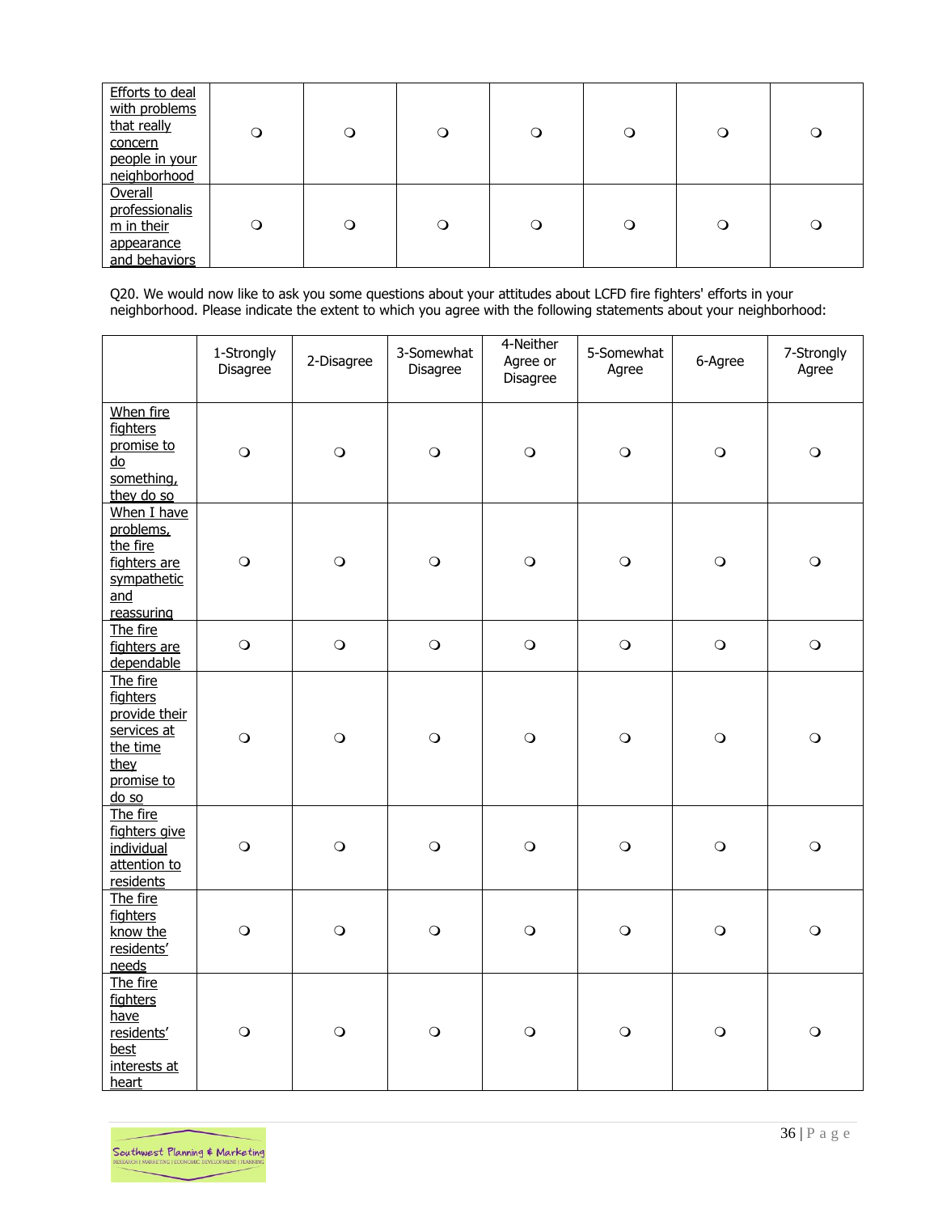| | | | | | | | |
|---|---|---|---|---|---|---|---|
| Efforts to deal with problems that really concern people in your neighborhood | ❍ | ❍ | ❍ | ❍ | ❍ | ❍ | ❍ |
| Overall professionalism in their appearance and behaviors | ❍ | ❍ | ❍ | ❍ | ❍ | ❍ | ❍ |

Q20. We would now like to ask you some questions about your attitudes about LCFD fire fighters' efforts in your neighborhood. Please indicate the extent to which you agree with the following statements about your neighborhood:

| | 1-Strongly Disagree | 2-Disagree | 3-Somewhat Disagree | 4-Neither Agree or Disagree | 5-Somewhat Agree | 6-Agree | 7-Strongly Agree |
|---|---|---|---|---|---|---|---|
| When fire fighters promise to do something, they do so | ❍ | ❍ | ❍ | ❍ | ❍ | ❍ | ❍ |
| When I have problems, the fire fighters are sympathetic and reassuring | ❍ | ❍ | ❍ | ❍ | ❍ | ❍ | ❍ |
| The fire fighters are dependable | ❍ | ❍ | ❍ | ❍ | ❍ | ❍ | ❍ |
| The fire fighters provide their services at the time they promise to do so | ❍ | ❍ | ❍ | ❍ | ❍ | ❍ | ❍ |
| The fire fighters give individual attention to residents | ❍ | ❍ | ❍ | ❍ | ❍ | ❍ | ❍ |
| The fire fighters know the residents' needs | ❍ | ❍ | ❍ | ❍ | ❍ | ❍ | ❍ |
| The fire fighters have residents' best interests at heart | ❍ | ❍ | ❍ | ❍ | ❍ | ❍ | ❍ |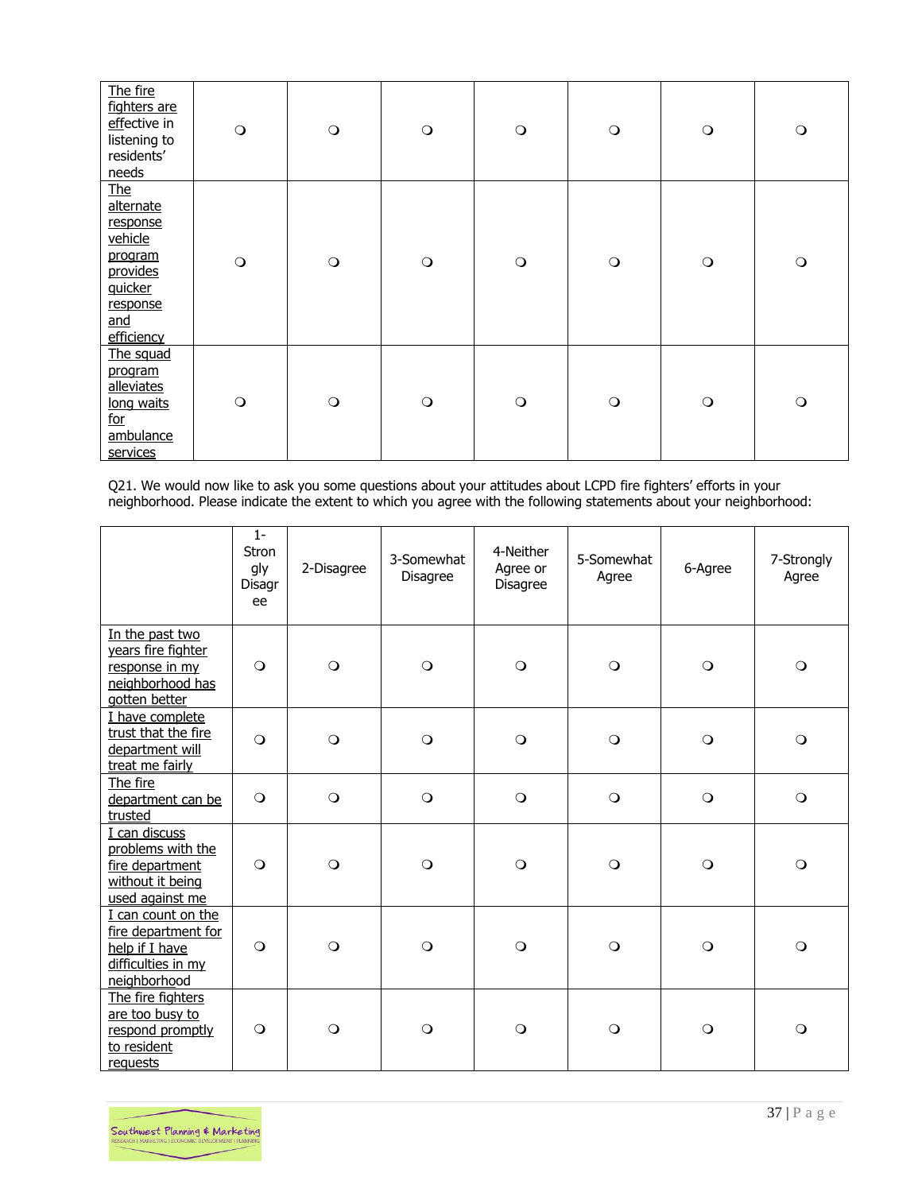| | | | | | | | |
|---|---|---|---|---|---|---|---|
| The fire fighters are effective in listening to residents' needs | ❍ | ❍ | ❍ | ❍ | ❍ | ❍ | ❍ |
| The alternate response vehicle program provides quicker response and efficiency | ❍ | ❍ | ❍ | ❍ | ❍ | ❍ | ❍ |
| The squad program alleviates long waits for ambulance services | ❍ | ❍ | ❍ | ❍ | ❍ | ❍ | ❍ |

Q21. We would now like to ask you some questions about your attitudes about LCPD fire fighters' efforts in your neighborhood. Please indicate the extent to which you agree with the following statements about your neighborhood:

| | 1-Strongly Disagree | 2-Disagree | 3-Somewhat Disagree | 4-Neither Agree or Disagree | 5-Somewhat Agree | 6-Agree | 7-Strongly Agree |
|---|---|---|---|---|---|---|---|
| In the past two years fire fighter response in my neighborhood has gotten better | ❍ | ❍ | ❍ | ❍ | ❍ | ❍ | ❍ |
| I have complete trust that the fire department will treat me fairly | ❍ | ❍ | ❍ | ❍ | ❍ | ❍ | ❍ |
| The fire department can be trusted | ❍ | ❍ | ❍ | ❍ | ❍ | ❍ | ❍ |
| I can discuss problems with the fire department without it being used against me | ❍ | ❍ | ❍ | ❍ | ❍ | ❍ | ❍ |
| I can count on the fire department for help if I have difficulties in my neighborhood | ❍ | ❍ | ❍ | ❍ | ❍ | ❍ | ❍ |
| The fire fighters are too busy to respond promptly to resident requests | ❍ | ❍ | ❍ | ❍ | ❍ | ❍ | ❍ |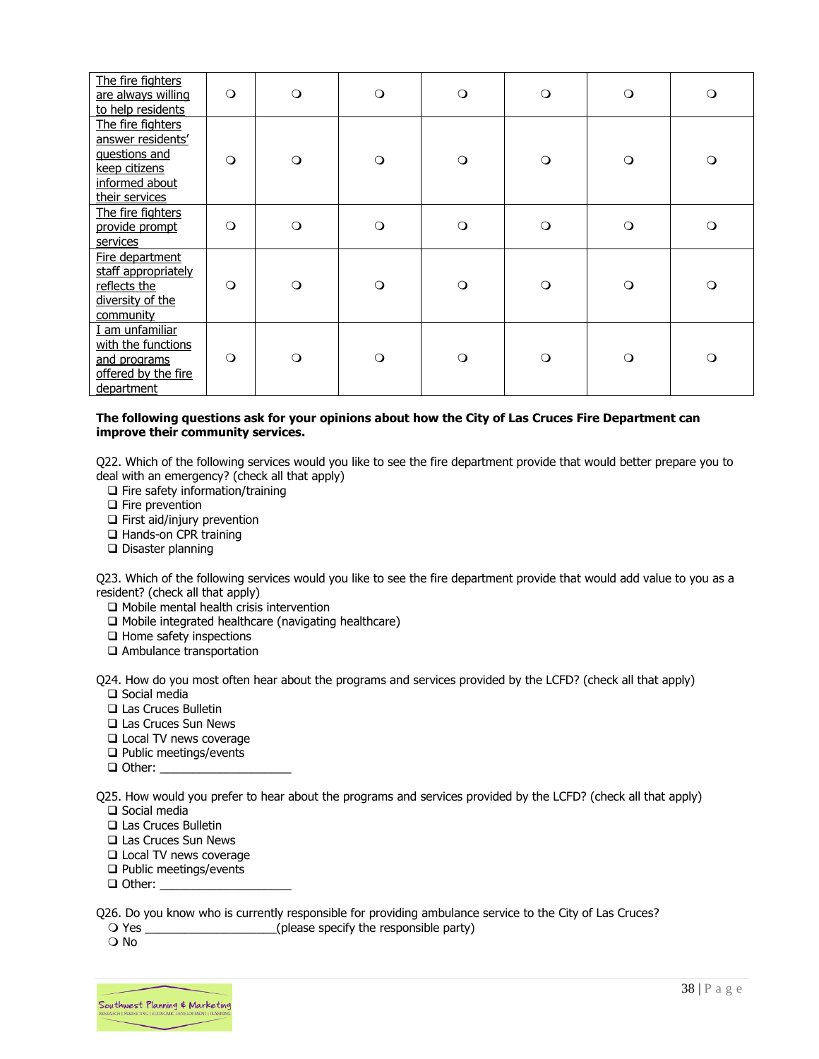| | | | | | | | |
|---|---|---|---|---|---|---|---|
| The fire fighters are always willing to help residents | ❍ | ❍ | ❍ | ❍ | ❍ | ❍ | ❍ |
| The fire fighters answer residents' questions and keep citizens informed about their services | ❍ | ❍ | ❍ | ❍ | ❍ | ❍ | ❍ |
| The fire fighters provide prompt services | ❍ | ❍ | ❍ | ❍ | ❍ | ❍ | ❍ |
| Fire department staff appropriately reflects the diversity of the community | ❍ | ❍ | ❍ | ❍ | ❍ | ❍ | ❍ |
| I am unfamiliar with the functions and programs offered by the fire department | ❍ | ❍ | ❍ | ❍ | ❍ | ❍ | ❍ |

**The following questions ask for your opinions about how the City of Las Cruces Fire Department can improve their community services.**

Q22. Which of the following services would you like to see the fire department provide that would better prepare you to deal with an emergency? (check all that apply)

- ❑ Fire safety information/training
- ❑ Fire prevention
- ❑ First aid/injury prevention
- ❑ Hands-on CPR training
- ❑ Disaster planning

Q23. Which of the following services would you like to see the fire department provide that would add value to you as a resident? (check all that apply)

- ❑ Mobile mental health crisis intervention
- ❑ Mobile integrated healthcare (navigating healthcare)
- ❑ Home safety inspections
- ❑ Ambulance transportation

Q24. How do you most often hear about the programs and services provided by the LCFD? (check all that apply)

- ❑ Social media
- ❑ Las Cruces Bulletin
- ❑ Las Cruces Sun News
- ❑ Local TV news coverage
- ❑ Public meetings/events
- ❑ Other: ____________________

Q25. How would you prefer to hear about the programs and services provided by the LCFD? (check all that apply)

- ❑ Social media
- ❑ Las Cruces Bulletin
- ❑ Las Cruces Sun News
- ❑ Local TV news coverage
- ❑ Public meetings/events
- ❑ Other: ____________________

Q26. Do you know who is currently responsible for providing ambulance service to the City of Las Cruces?

- ❍ Yes ____________________(please specify the responsible party)
- ❍ No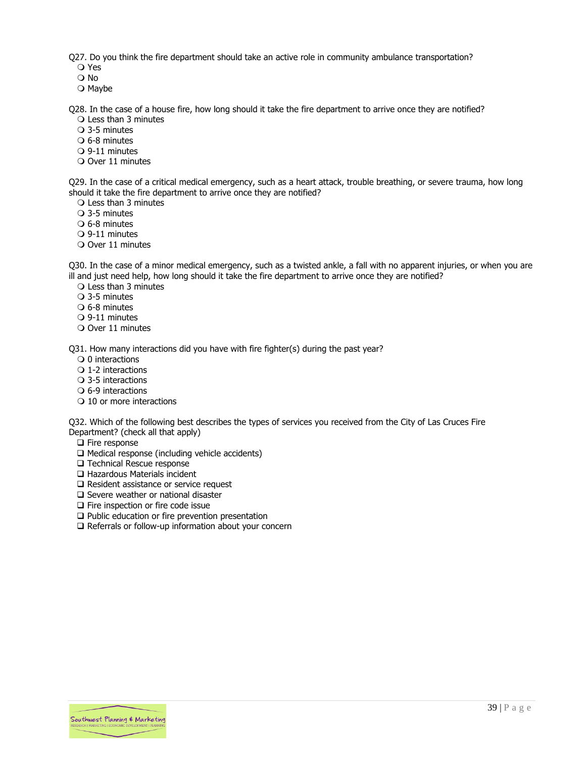Q27. Do you think the fire department should take an active role in community ambulance transportation?

❍ Yes
❍ No
❍ Maybe

Q28. In the case of a house fire, how long should it take the fire department to arrive once they are notified?

❍ Less than 3 minutes
❍ 3-5 minutes
❍ 6-8 minutes
❍ 9-11 minutes
❍ Over 11 minutes

Q29. In the case of a critical medical emergency, such as a heart attack, trouble breathing, or severe trauma, how long should it take the fire department to arrive once they are notified?

❍ Less than 3 minutes
❍ 3-5 minutes
❍ 6-8 minutes
❍ 9-11 minutes
❍ Over 11 minutes

Q30. In the case of a minor medical emergency, such as a twisted ankle, a fall with no apparent injuries, or when you are ill and just need help, how long should it take the fire department to arrive once they are notified?

❍ Less than 3 minutes
❍ 3-5 minutes
❍ 6-8 minutes
❍ 9-11 minutes
❍ Over 11 minutes

Q31. How many interactions did you have with fire fighter(s) during the past year?

❍ 0 interactions
❍ 1-2 interactions
❍ 3-5 interactions
❍ 6-9 interactions
❍ 10 or more interactions

Q32. Which of the following best describes the types of services you received from the City of Las Cruces Fire Department? (check all that apply)

❑ Fire response
❑ Medical response (including vehicle accidents)
❑ Technical Rescue response
❑ Hazardous Materials incident
❑ Resident assistance or service request
❑ Severe weather or national disaster
❑ Fire inspection or fire code issue
❑ Public education or fire prevention presentation
❑ Referrals or follow-up information about your concern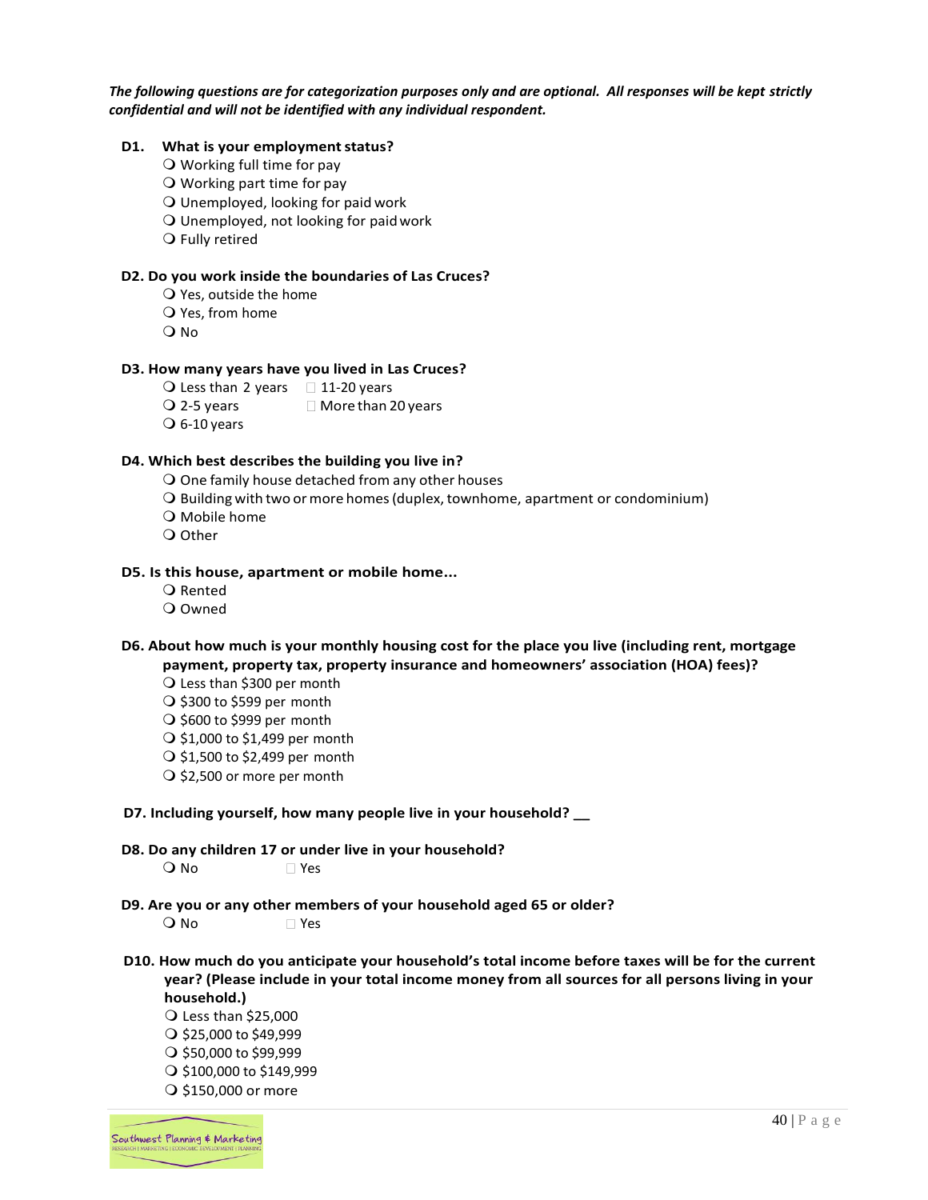***The following questions are for categorization purposes only and are optional. All responses will be kept strictly confidential and will not be identified with any individual respondent.***

**D1. What is your employment status?**

- ❍ Working full time for pay
- ❍ Working part time for pay
- ❍ Unemployed, looking for paid work
- ❍ Unemployed, not looking for paid work
- ❍ Fully retired

**D2. Do you work inside the boundaries of Las Cruces?**

- ❍ Yes, outside the home
- ❍ Yes, from home
- ❍ No

**D3. How many years have you lived in Las Cruces?**

- ❍ Less than 2 years
- ❍ 2-5 years
- ❍ 6-10 years
- ☐ 11-20 years
- ☐ More than 20 years

**D4. Which best describes the building you live in?**

- ❍ One family house detached from any other houses
- ❍ Building with two or more homes (duplex, townhome, apartment or condominium)
- ❍ Mobile home
- ❍ Other

**D5. Is this house, apartment or mobile home...**

- ❍ Rented
- ❍ Owned

**D6. About how much is your monthly housing cost for the place you live (including rent, mortgage payment, property tax, property insurance and homeowners' association (HOA) fees)?**

- ❍ Less than $300 per month
- ❍ $300 to $599 per month
- ❍ $600 to $999 per month
- ❍ $1,000 to $1,499 per month
- ❍ $1,500 to $2,499 per month
- ❍ $2,500 or more per month

**D7. Including yourself, how many people live in your household? __**

**D8. Do any children 17 or under live in your household?**

- ❍ No
- ☐ Yes

**D9. Are you or any other members of your household aged 65 or older?**

- ❍ No
- ☐ Yes

**D10. How much do you anticipate your household's total income before taxes will be for the current year? (Please include in your total income money from all sources for all persons living in your household.)**

- ❍ Less than $25,000
- ❍ $25,000 to $49,999
- ❍ $50,000 to $99,999
- ❍ $100,000 to $149,999
- ❍ $150,000 or more

Southwest Planning & Marketing
RESEARCH | MARKETING | ECONOMIC DEVELOPMENT | PLANNING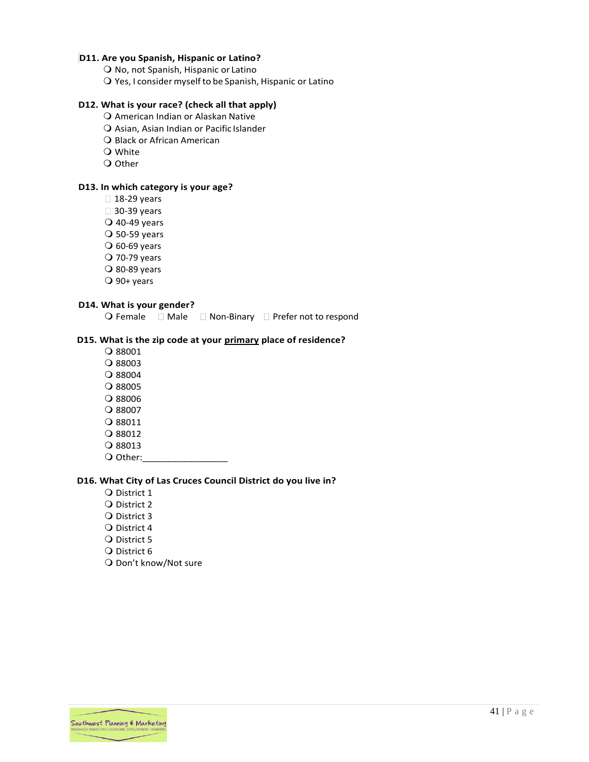**D11. Are you Spanish, Hispanic or Latino?**

- No, not Spanish, Hispanic or Latino
- Yes, I consider myself to be Spanish, Hispanic or Latino

**D12. What is your race? (check all that apply)**

- American Indian or Alaskan Native
- Asian, Asian Indian or Pacific Islander
- Black or African American
- White
- Other

**D13. In which category is your age?**

- 18-29 years
- 30-39 years
- 40-49 years
- 50-59 years
- 60-69 years
- 70-79 years
- 80-89 years
- 90+ years

**D14. What is your gender?**

- Female
- Male
- Non-Binary
- Prefer not to respond

**D15. What is the zip code at your <u>primary</u> place of residence?**

- 88001
- 88003
- 88004
- 88005
- 88006
- 88007
- 88011
- 88012
- 88013
- Other:_________________

**D16. What City of Las Cruces Council District do you live in?**

- District 1
- District 2
- District 3
- District 4
- District 5
- District 6
- Don't know/Not sure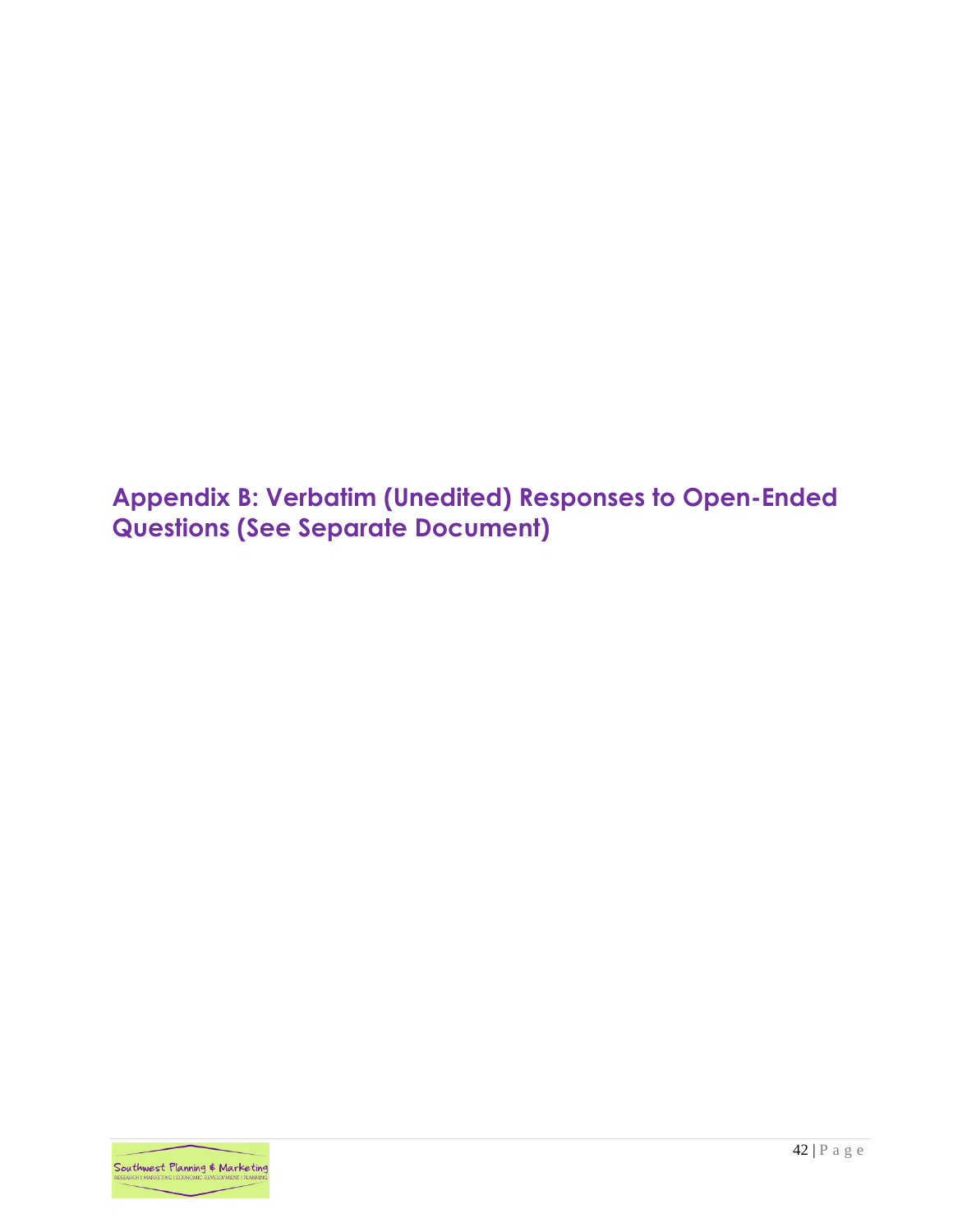# Appendix B: Verbatim (Unedited) Responses to Open-Ended Questions (See Separate Document)